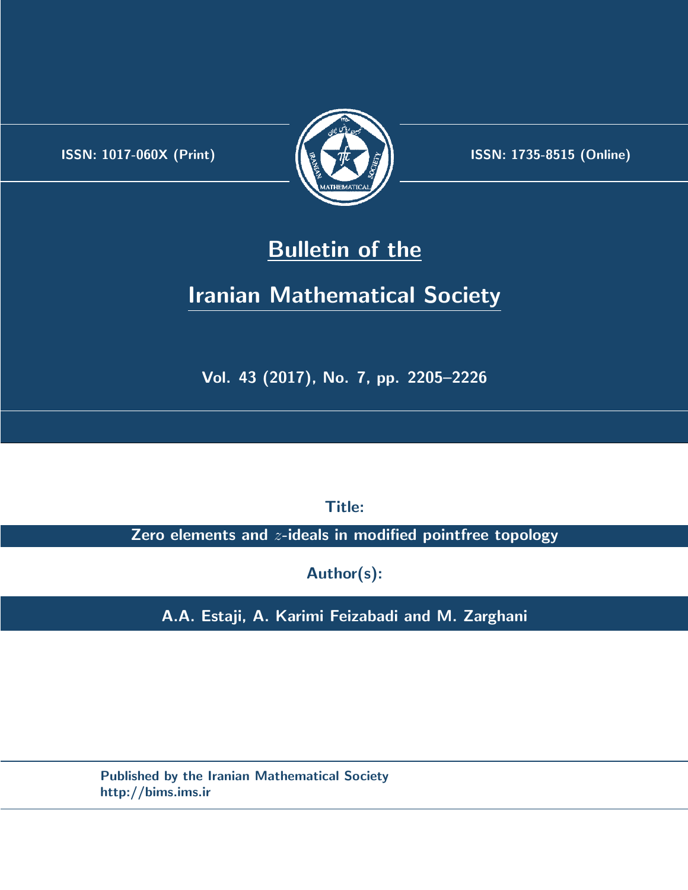ISSN: 1017-060X (Print)

ISSN: 1735-8515 (Online)

# Bulletin of the

# Iranian Mathematical Society

Vol. 43 (2017), No. 7, pp. 2205–2226

**Title:**

**Zero elements and $z$-ideals in modified pointfree topology**

**Author(s):**

**A.A. Estaji, A. Karimi Feizabadi and M. Zarghani**

Published by the Iranian Mathematical Society
http://bims.ims.ir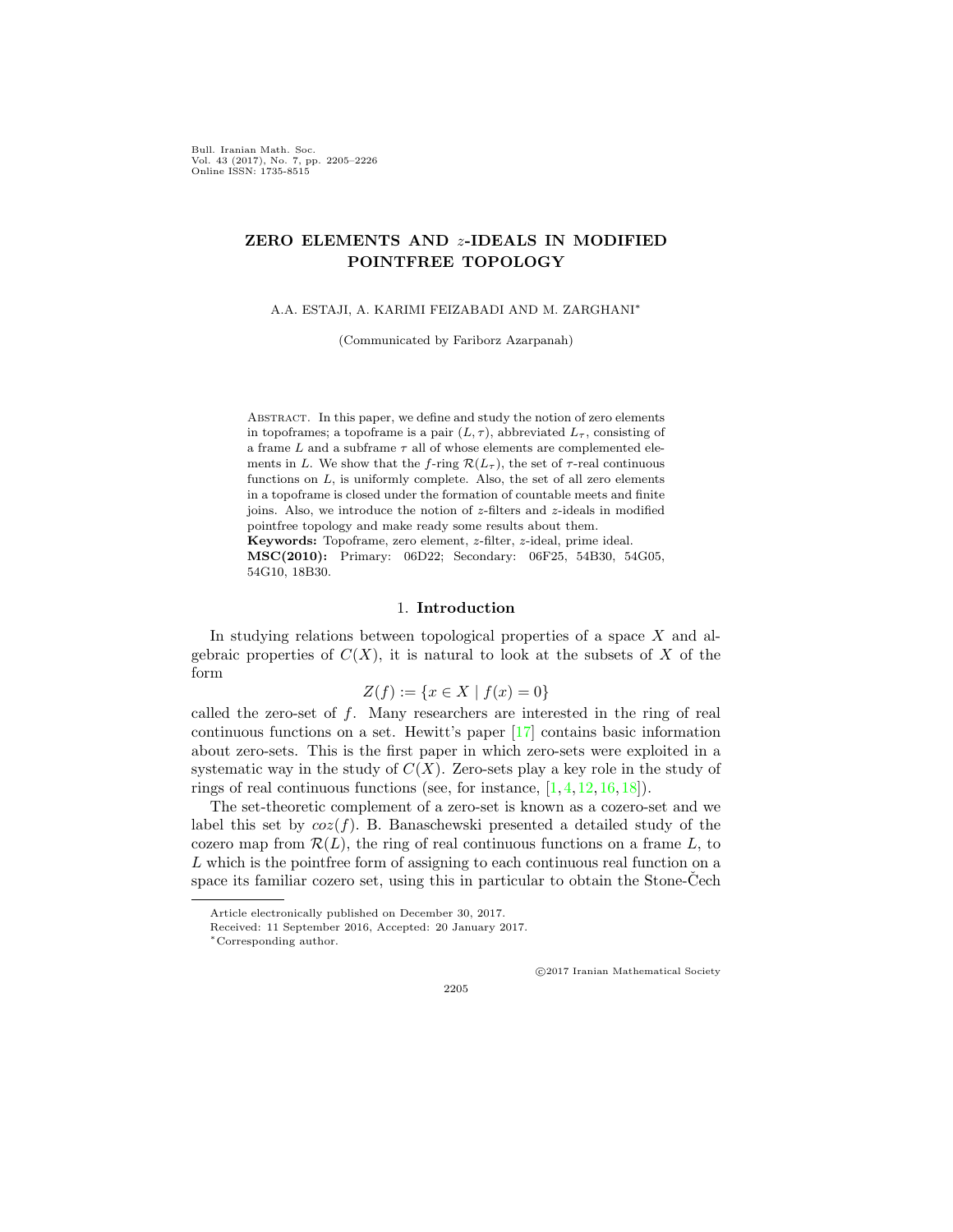# ZERO ELEMENTS AND $z$-IDEALS IN MODIFIED POINTFREE TOPOLOGY

A.A. ESTAJI, A. KARIMI FEIZABADI AND M. ZARGHANI*

(Communicated by Fariborz Azarpanah)

Abstract. In this paper, we define and study the notion of zero elements in topoframes; a topoframe is a pair $(L, \tau)$, abbreviated $L_\tau$, consisting of a frame $L$ and a subframe $\tau$ all of whose elements are complemented elements in $L$. We show that the $f$-ring $\mathcal{R}(L_\tau)$, the set of $\tau$-real continuous functions on $L$, is uniformly complete. Also, the set of all zero elements in a topoframe is closed under the formation of countable meets and finite joins. Also, we introduce the notion of $z$-filters and $z$-ideals in modified pointfree topology and make ready some results about them.

**Keywords:** Topoframe, zero element, $z$-filter, $z$-ideal, prime ideal.

**MSC(2010):** Primary: 06D22; Secondary: 06F25, 54B30, 54G05, 54G10, 18B30.

## 1. Introduction

In studying relations between topological properties of a space $X$ and algebraic properties of $C(X)$, it is natural to look at the subsets of $X$ of the form

$$Z(f) := \{x \in X \mid f(x) = 0\}$$

called the zero-set of $f$. Many researchers are interested in the ring of real continuous functions on a set. Hewitt's paper [17] contains basic information about zero-sets. This is the first paper in which zero-sets were exploited in a systematic way in the study of $C(X)$. Zero-sets play a key role in the study of rings of real continuous functions (see, for instance, [1, 4, 12, 16, 18]).

The set-theoretic complement of a zero-set is known as a cozero-set and we label this set by $coz(f)$. B. Banaschewski presented a detailed study of the cozero map from $\mathcal{R}(L)$, the ring of real continuous functions on a frame $L$, to $L$ which is the pointfree form of assigning to each continuous real function on a space its familiar cozero set, using this in particular to obtain the Stone-Čech

Article electronically published on December 30, 2017.

Received: 11 September 2016, Accepted: 20 January 2017.

*Corresponding author.

©2017 Iranian Mathematical Society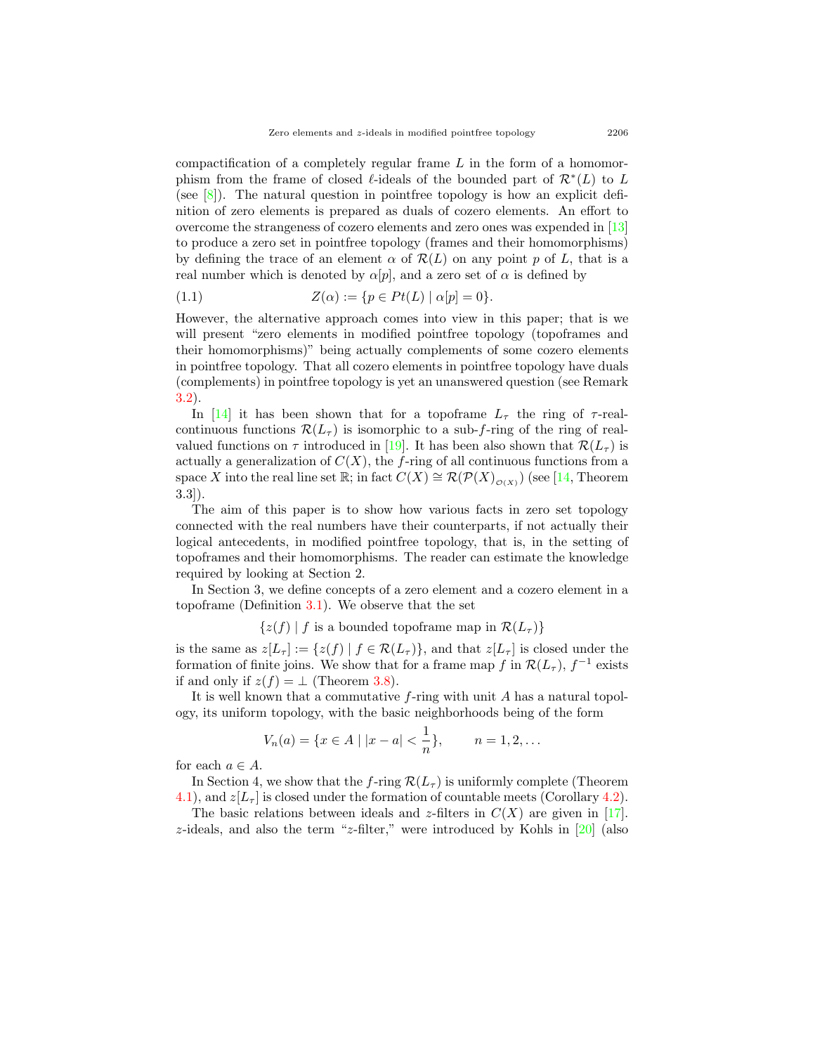compactification of a completely regular frame $L$ in the form of a homomorphism from the frame of closed $\ell$-ideals of the bounded part of $\mathcal{R}^*(L)$ to $L$ (see [8]). The natural question in pointfree topology is how an explicit definition of zero elements is prepared as duals of cozero elements. An effort to overcome the strangeness of cozero elements and zero ones was expended in [13] to produce a zero set in pointfree topology (frames and their homomorphisms) by defining the trace of an element $\alpha$ of $\mathcal{R}(L)$ on any point $p$ of $L$, that is a real number which is denoted by $\alpha[p]$, and a zero set of $\alpha$ is defined by

$$Z(\alpha) := \{p \in Pt(L) \mid \alpha[p] = 0\}. \tag{1.1}$$

However, the alternative approach comes into view in this paper; that is we will present "zero elements in modified pointfree topology (topoframes and their homomorphisms)" being actually complements of some cozero elements in pointfree topology. That all cozero elements in pointfree topology have duals (complements) in pointfree topology is yet an unanswered question (see Remark 3.2).

In [14] it has been shown that for a topoframe $L_\tau$ the ring of $\tau$-real-continuous functions $\mathcal{R}(L_\tau)$ is isomorphic to a sub-$f$-ring of the ring of real-valued functions on $\tau$ introduced in [19]. It has been also shown that $\mathcal{R}(L_\tau)$ is actually a generalization of $C(X)$, the $f$-ring of all continuous functions from a space $X$ into the real line set $\mathbb{R}$; in fact $C(X) \cong \mathcal{R}(\mathcal{P}(X)_{\mathcal{O}(X)})$ (see [14, Theorem 3.3]).

The aim of this paper is to show how various facts in zero set topology connected with the real numbers have their counterparts, if not actually their logical antecedents, in modified pointfree topology, that is, in the setting of topoframes and their homomorphisms. The reader can estimate the knowledge required by looking at Section 2.

In Section 3, we define concepts of a zero element and a cozero element in a topoframe (Definition 3.1). We observe that the set

$$\{z(f) \mid f \text{ is a bounded topoframe map in } \mathcal{R}(L_\tau)\}$$

is the same as $z[L_\tau] := \{z(f) \mid f \in \mathcal{R}(L_\tau)\}$, and that $z[L_\tau]$ is closed under the formation of finite joins. We show that for a frame map $f$ in $\mathcal{R}(L_\tau)$, $f^{-1}$ exists if and only if $z(f) = \bot$ (Theorem 3.8).

It is well known that a commutative $f$-ring with unit $A$ has a natural topology, its uniform topology, with the basic neighborhoods being of the form

$$V_n(a) = \{x \in A \mid |x - a| < \frac{1}{n}\}, \qquad n = 1, 2, \ldots$$

for each $a \in A$.

In Section 4, we show that the $f$-ring $\mathcal{R}(L_\tau)$ is uniformly complete (Theorem 4.1), and $z[L_\tau]$ is closed under the formation of countable meets (Corollary 4.2).

The basic relations between ideals and $z$-filters in $C(X)$ are given in [17]. $z$-ideals, and also the term "$z$-filter," were introduced by Kohls in [20] (also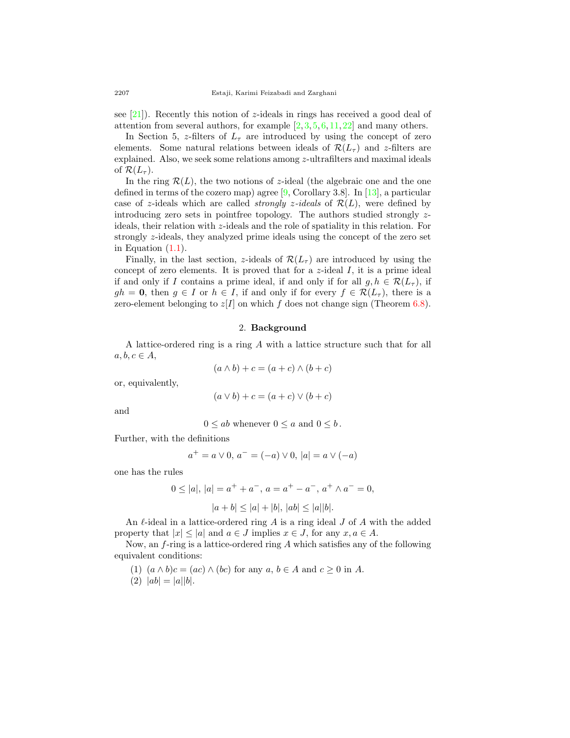see [21]). Recently this notion of $z$-ideals in rings has received a good deal of attention from several authors, for example [2,3,5,6,11,22] and many others.

In Section 5, $z$-filters of $L_\tau$ are introduced by using the concept of zero elements. Some natural relations between ideals of $\mathcal{R}(L_\tau)$ and $z$-filters are explained. Also, we seek some relations among $z$-ultrafilters and maximal ideals of $\mathcal{R}(L_\tau)$.

In the ring $\mathcal{R}(L)$, the two notions of $z$-ideal (the algebraic one and the one defined in terms of the cozero map) agree [9, Corollary 3.8]. In [13], a particular case of $z$-ideals which are called *strongly $z$-ideals* of $\mathcal{R}(L)$, were defined by introducing zero sets in pointfree topology. The authors studied strongly $z$-ideals, their relation with $z$-ideals and the role of spatiality in this relation. For strongly $z$-ideals, they analyzed prime ideals using the concept of the zero set in Equation (1.1).

Finally, in the last section, $z$-ideals of $\mathcal{R}(L_\tau)$ are introduced by using the concept of zero elements. It is proved that for a $z$-ideal $I$, it is a prime ideal if and only if $I$ contains a prime ideal, if and only if for all $g, h \in \mathcal{R}(L_\tau)$, if $gh = \mathbf{0}$, then $g \in I$ or $h \in I$, if and only if for every $f \in \mathcal{R}(L_\tau)$, there is a zero-element belonging to $z[I]$ on which $f$ does not change sign (Theorem 6.8).

## 2. Background

A lattice-ordered ring is a ring $A$ with a lattice structure such that for all $a, b, c \in A$,

$$(a \wedge b) + c = (a + c) \wedge (b + c)$$

or, equivalently,

$$(a \vee b) + c = (a + c) \vee (b + c)$$

and

$$0 \leq ab \text{ whenever } 0 \leq a \text{ and } 0 \leq b\,.$$

Further, with the definitions

$$a^+ = a \vee 0,\ a^- = (-a) \vee 0,\ |a| = a \vee (-a)$$

one has the rules

$$0 \leq |a|,\ |a| = a^+ + a^-,\ a = a^+ - a^-,\ a^+ \wedge a^- = 0,$$

$$|a + b| \leq |a| + |b|,\ |ab| \leq |a||b|.$$

An $\ell$-ideal in a lattice-ordered ring $A$ is a ring ideal $J$ of $A$ with the added property that $|x| \leq |a|$ and $a \in J$ implies $x \in J$, for any $x, a \in A$.

Now, an $f$-ring is a lattice-ordered ring $A$ which satisfies any of the following equivalent conditions:

1. $(a \wedge b)c = (ac) \wedge (bc)$ for any $a, b \in A$ and $c \geq 0$ in $A$.
2. $|ab| = |a||b|$.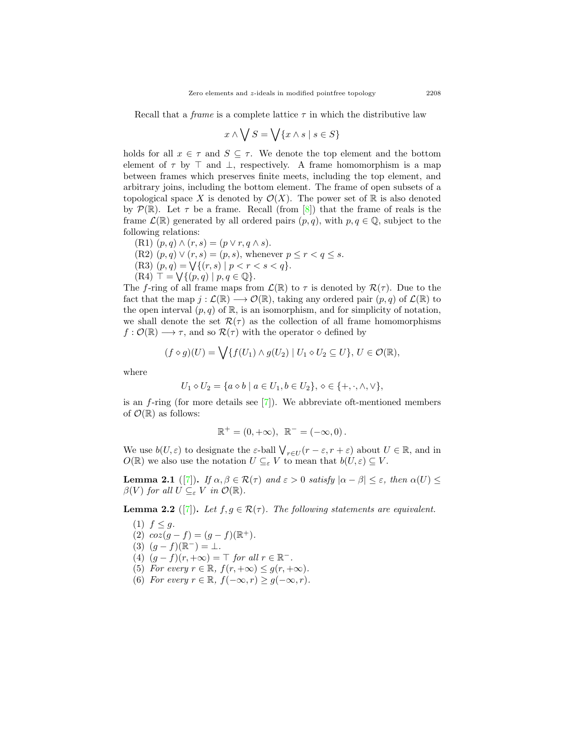Recall that a *frame* is a complete lattice $\tau$ in which the distributive law

$$x \wedge \bigvee S = \bigvee \{x \wedge s \mid s \in S\}$$

holds for all $x \in \tau$ and $S \subseteq \tau$. We denote the top element and the bottom element of $\tau$ by $\top$ and $\bot$, respectively. A frame homomorphism is a map between frames which preserves finite meets, including the top element, and arbitrary joins, including the bottom element. The frame of open subsets of a topological space $X$ is denoted by $\mathcal{O}(X)$. The power set of $\mathbb{R}$ is also denoted by $\mathcal{P}(\mathbb{R})$. Let $\tau$ be a frame. Recall (from [8]) that the frame of reals is the frame $\mathcal{L}(\mathbb{R})$ generated by all ordered pairs $(p, q)$, with $p, q \in \mathbb{Q}$, subject to the following relations:

(R1) $(p, q) \wedge (r, s) = (p \vee r, q \wedge s)$.
(R2) $(p, q) \vee (r, s) = (p, s)$, whenever $p \leq r < q \leq s$.
(R3) $(p, q) = \bigvee \{(r, s) \mid p < r < s < q\}$.
(R4) $\top = \bigvee \{(p, q) \mid p, q \in \mathbb{Q}\}$.

The $f$-ring of all frame maps from $\mathcal{L}(\mathbb{R})$ to $\tau$ is denoted by $\mathcal{R}(\tau)$. Due to the fact that the map $j : \mathcal{L}(\mathbb{R}) \longrightarrow \mathcal{O}(\mathbb{R})$, taking any ordered pair $(p, q)$ of $\mathcal{L}(\mathbb{R})$ to the open interval $(p, q)$ of $\mathbb{R}$, is an isomorphism, and for simplicity of notation, we shall denote the set $\mathcal{R}(\tau)$ as the collection of all frame homomorphisms $f : \mathcal{O}(\mathbb{R}) \longrightarrow \tau$, and so $\mathcal{R}(\tau)$ with the operator $\diamond$ defined by

$$(f \diamond g)(U) = \bigvee \{f(U_1) \wedge g(U_2) \mid U_1 \diamond U_2 \subseteq U\}, \, U \in \mathcal{O}(\mathbb{R}),$$

where

$$U_1 \diamond U_2 = \{a \diamond b \mid a \in U_1, b \in U_2\}, \diamond \in \{+, \cdot, \wedge, \vee\},$$

is an $f$-ring (for more details see [7]). We abbreviate oft-mentioned members of $\mathcal{O}(\mathbb{R})$ as follows:

$$\mathbb{R}^+ = (0, +\infty), \;\; \mathbb{R}^- = (-\infty, 0)\,.$$

We use $b(U, \varepsilon)$ to designate the $\varepsilon$-ball $\bigvee_{r \in U} (r - \varepsilon, r + \varepsilon)$ about $U \in \mathbb{R}$, and in $O(\mathbb{R})$ we also use the notation $U \subseteq_\varepsilon V$ to mean that $b(U, \varepsilon) \subseteq V$.

**Lemma 2.1** ([7])**.** *If $\alpha, \beta \in \mathcal{R}(\tau)$ and $\varepsilon > 0$ satisfy $|\alpha - \beta| \leq \varepsilon$, then $\alpha(U) \leq \beta(V)$ for all $U \subseteq_\varepsilon V$ in $\mathcal{O}(\mathbb{R})$.*

**Lemma 2.2** ([7])**.** *Let $f, g \in \mathcal{R}(\tau)$. The following statements are equivalent.*

(1) $f \leq g$.
(2) $coz(g - f) = (g - f)(\mathbb{R}^+)$.
(3) $(g - f)(\mathbb{R}^-) = \bot$.
(4) $(g - f)(r, +\infty) = \top$ *for all* $r \in \mathbb{R}^-$.
(5) *For every* $r \in \mathbb{R}$, $f(r, +\infty) \leq g(r, +\infty)$.
(6) *For every* $r \in \mathbb{R}$, $f(-\infty, r) \geq g(-\infty, r)$.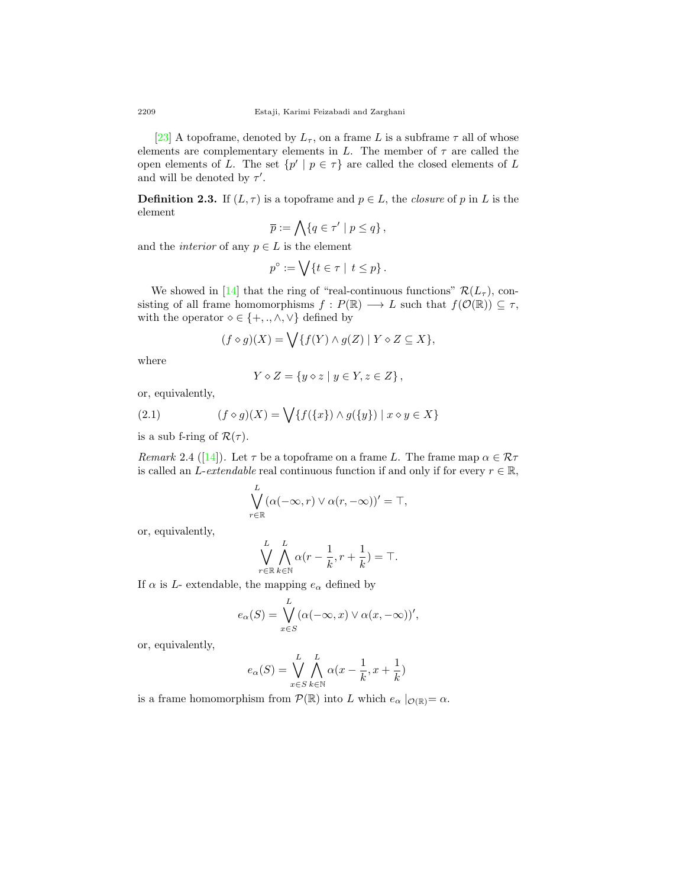[23] A topoframe, denoted by $L_\tau$, on a frame $L$ is a subframe $\tau$ all of whose elements are complementary elements in $L$. The member of $\tau$ are called the open elements of $L$. The set $\{p' \mid p \in \tau\}$ are called the closed elements of $L$ and will be denoted by $\tau'$.

**Definition 2.3.** If $(L, \tau)$ is a topoframe and $p \in L$, the *closure* of $p$ in $L$ is the element

$$\overline{p} := \bigwedge \{q \in \tau' \mid p \leq q\},$$

and the *interior* of any $p \in L$ is the element

$$p^\circ := \bigvee \{t \in \tau \mid \ t \leq p\}.$$

We showed in [14] that the ring of "real-continuous functions" $\mathcal{R}(L_\tau)$, consisting of all frame homomorphisms $f : P(\mathbb{R}) \longrightarrow L$ such that $f(\mathcal{O}(\mathbb{R})) \subseteq \tau$, with the operator $\diamond \in \{+, ., \wedge, \vee\}$ defined by

$$(f \diamond g)(X) = \bigvee \{f(Y) \wedge g(Z) \mid Y \diamond Z \subseteq X\},$$

where

$$Y \diamond Z = \{y \diamond z \mid y \in Y, z \in Z\},$$

or, equivalently,

$$(f \diamond g)(X) = \bigvee \{f(\{x\}) \wedge g(\{y\}) \mid x \diamond y \in X\} \tag{2.1}$$

is a sub f-ring of $\mathcal{R}(\tau)$.

*Remark* 2.4 ([14]). Let $\tau$ be a topoframe on a frame $L$. The frame map $\alpha \in \mathcal{R}\tau$ is called an *L-extendable* real continuous function if and only if for every $r \in \mathbb{R}$,

$$\bigvee_{r\in\mathbb{R}}^{L} (\alpha(-\infty, r) \vee \alpha(r, -\infty))' = \top,$$

or, equivalently,

$$\bigvee_{r\in\mathbb{R}}^{L} \bigwedge_{k\in\mathbb{N}}^{L} \alpha(r - \frac{1}{k}, r + \frac{1}{k}) = \top.$$

If $\alpha$ is $L$- extendable, the mapping $e_\alpha$ defined by

$$e_\alpha(S) = \bigvee_{x\in S}^{L} (\alpha(-\infty, x) \vee \alpha(x, -\infty))',$$

or, equivalently,

$$e_\alpha(S) = \bigvee_{x\in S}^{L} \bigwedge_{k\in\mathbb{N}}^{L} \alpha(x - \frac{1}{k}, x + \frac{1}{k})$$

is a frame homomorphism from $\mathcal{P}(\mathbb{R})$ into $L$ which $e_\alpha \mid_{\mathcal{O}(\mathbb{R})} = \alpha$.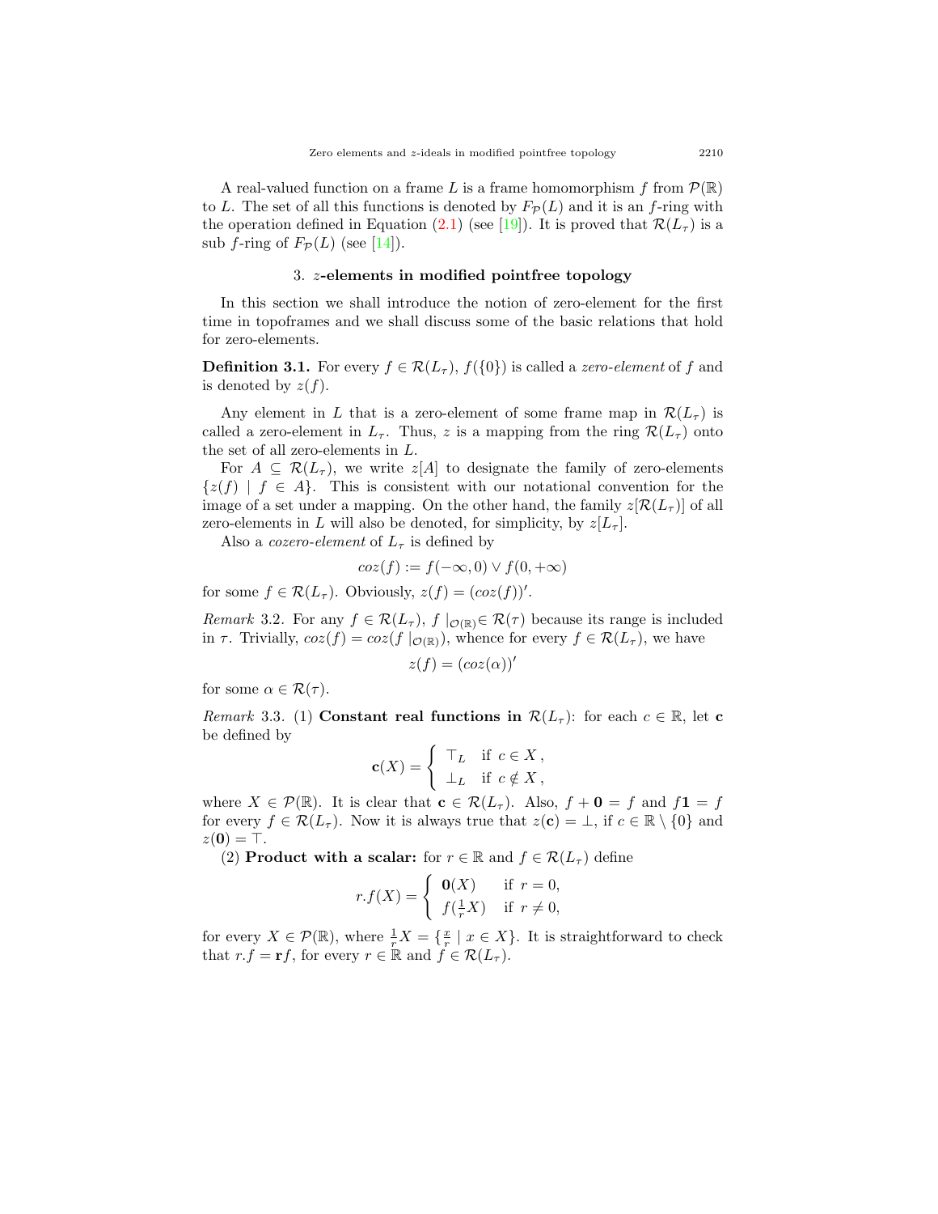A real-valued function on a frame $L$ is a frame homomorphism $f$ from $\mathcal{P}(\mathbb{R})$ to $L$. The set of all this functions is denoted by $F_{\mathcal{P}}(L)$ and it is an $f$-ring with the operation defined in Equation (2.1) (see [19]). It is proved that $\mathcal{R}(L_\tau)$ is a sub $f$-ring of $F_{\mathcal{P}}(L)$ (see [14]).

## 3. $z$-elements in modified pointfree topology

In this section we shall introduce the notion of zero-element for the first time in topoframes and we shall discuss some of the basic relations that hold for zero-elements.

**Definition 3.1.** For every $f \in \mathcal{R}(L_\tau)$, $f(\{0\})$ is called a *zero-element* of $f$ and is denoted by $z(f)$.

Any element in $L$ that is a zero-element of some frame map in $\mathcal{R}(L_\tau)$ is called a zero-element in $L_\tau$. Thus, $z$ is a mapping from the ring $\mathcal{R}(L_\tau)$ onto the set of all zero-elements in $L$.

For $A \subseteq \mathcal{R}(L_\tau)$, we write $z[A]$ to designate the family of zero-elements $\{z(f) \mid f \in A\}$. This is consistent with our notational convention for the image of a set under a mapping. On the other hand, the family $z[\mathcal{R}(L_\tau)]$ of all zero-elements in $L$ will also be denoted, for simplicity, by $z[L_\tau]$.

Also a *cozero-element* of $L_\tau$ is defined by

$$coz(f) := f(-\infty, 0) \vee f(0, +\infty)$$

for some $f \in \mathcal{R}(L_\tau)$. Obviously, $z(f) = (coz(f))'$.

*Remark* 3.2. For any $f \in \mathcal{R}(L_\tau)$, $f\mid_{\mathcal{O}(\mathbb{R})} \in \mathcal{R}(\tau)$ because its range is included in $\tau$. Trivially, $coz(f) = coz(f\mid_{\mathcal{O}(\mathbb{R})})$, whence for every $f \in \mathcal{R}(L_\tau)$, we have

$$z(f) = (coz(\alpha))'$$

for some $\alpha \in \mathcal{R}(\tau)$.

*Remark* 3.3. (1) **Constant real functions in** $\mathcal{R}(L_\tau)$: for each $c \in \mathbb{R}$, let $\mathbf{c}$ be defined by

$$\mathbf{c}(X) = \begin{cases} \top_L & \text{if } c \in X\,, \\ \bot_L & \text{if } c \notin X\,, \end{cases}$$

where $X \in \mathcal{P}(\mathbb{R})$. It is clear that $\mathbf{c} \in \mathcal{R}(L_\tau)$. Also, $f + \mathbf{0} = f$ and $f\mathbf{1} = f$ for every $f \in \mathcal{R}(L_\tau)$. Now it is always true that $z(\mathbf{c}) = \bot$, if $c \in \mathbb{R} \setminus \{0\}$ and $z(\mathbf{0}) = \top$.

(2) **Product with a scalar:** for $r \in \mathbb{R}$ and $f \in \mathcal{R}(L_\tau)$ define

$$r.f(X) = \begin{cases} \mathbf{0}(X) & \text{if } r = 0, \\ f(\frac{1}{r}X) & \text{if } r \neq 0, \end{cases}$$

for every $X \in \mathcal{P}(\mathbb{R})$, where $\frac{1}{r}X = \{\frac{x}{r} \mid x \in X\}$. It is straightforward to check that $r.f = \mathbf{r}f$, for every $r \in \mathbb{R}$ and $f \in \mathcal{R}(L_\tau)$.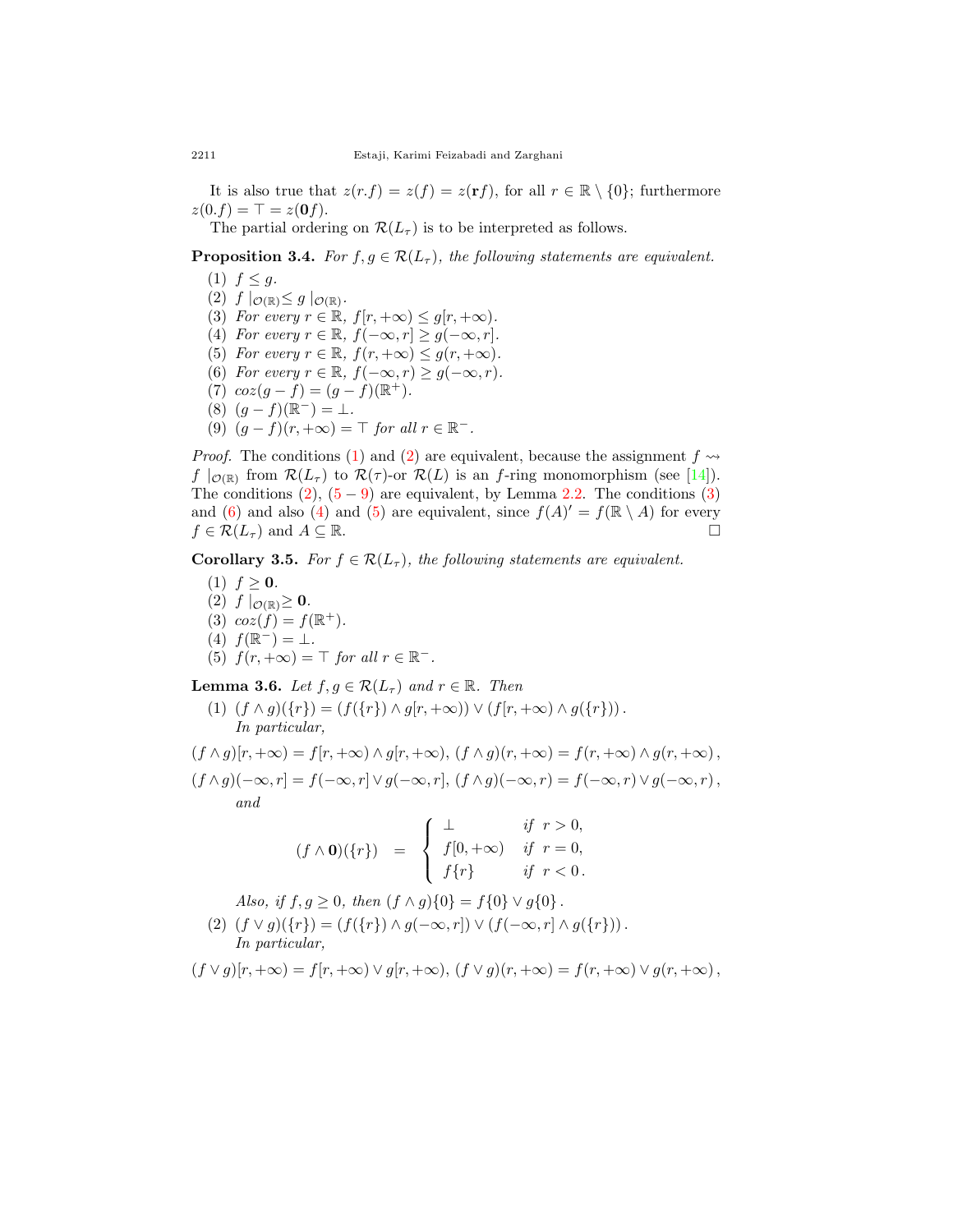It is also true that $z(r.f) = z(f) = z(\mathbf{r}f)$, for all $r \in \mathbb{R} \setminus \{0\}$; furthermore $z(0.f) = \top = z(\mathbf{0}f)$.

The partial ordering on $\mathcal{R}(L_\tau)$ is to be interpreted as follows.

**Proposition 3.4.** *For $f, g \in \mathcal{R}(L_\tau)$, the following statements are equivalent.*

1. $f \leq g$.
2. $f\,|_{\mathcal{O}(\mathbb{R})} \leq g\,|_{\mathcal{O}(\mathbb{R})}$.
3. *For every $r \in \mathbb{R}$, $f[r, +\infty) \leq g[r, +\infty)$.*
4. *For every $r \in \mathbb{R}$, $f(-\infty, r] \geq g(-\infty, r]$.*
5. *For every $r \in \mathbb{R}$, $f(r, +\infty) \leq g(r, +\infty)$.*
6. *For every $r \in \mathbb{R}$, $f(-\infty, r) \geq g(-\infty, r)$.*
7. $coz(g - f) = (g - f)(\mathbb{R}^+)$.
8. $(g - f)(\mathbb{R}^-) = \perp$.
9. $(g - f)(r, +\infty) = \top$ *for all $r \in \mathbb{R}^-$.*

*Proof.* The conditions (1) and (2) are equivalent, because the assignment $f \rightsquigarrow f\,|_{\mathcal{O}(\mathbb{R})}$ from $\mathcal{R}(L_\tau)$ to $\mathcal{R}(\tau)$-or $\mathcal{R}(L)$ is an $f$-ring monomorphism (see [14]). The conditions (2), (5 − 9) are equivalent, by Lemma 2.2. The conditions (3) and (6) and also (4) and (5) are equivalent, since $f(A)' = f(\mathbb{R} \setminus A)$ for every $f \in \mathcal{R}(L_\tau)$ and $A \subseteq \mathbb{R}$. □

**Corollary 3.5.** *For $f \in \mathcal{R}(L_\tau)$, the following statements are equivalent.*

1. $f \geq \mathbf{0}$.
2. $f\,|_{\mathcal{O}(\mathbb{R})} \geq \mathbf{0}$.
3. $coz(f) = f(\mathbb{R}^+)$.
4. $f(\mathbb{R}^-) = \perp$.
5. $f(r, +\infty) = \top$ *for all $r \in \mathbb{R}^-$.*

**Lemma 3.6.** *Let $f, g \in \mathcal{R}(L_\tau)$ and $r \in \mathbb{R}$. Then*

(1) $(f \wedge g)(\{r\}) = (f(\{r\}) \wedge g[r, +\infty)) \vee (f[r, +\infty) \wedge g(\{r\}))$.
*In particular,*

$$(f \wedge g)[r, +\infty) = f[r, +\infty) \wedge g[r, +\infty),\ (f \wedge g)(r, +\infty) = f(r, +\infty) \wedge g(r, +\infty),$$

$$(f \wedge g)(-\infty, r] = f(-\infty, r] \vee g(-\infty, r],\ (f \wedge g)(-\infty, r) = f(-\infty, r) \vee g(-\infty, r),$$

*and*

$$(f \wedge \mathbf{0})(\{r\}) \;=\; \begin{cases} \perp & \text{if } r > 0, \\ f[0, +\infty) & \text{if } r = 0, \\ f\{r\} & \text{if } r < 0\,. \end{cases}$$

*Also, if $f, g \geq 0$, then $(f \wedge g)\{0\} = f\{0\} \vee g\{0\}$.*

(2) $(f \vee g)(\{r\}) = (f(\{r\}) \wedge g(-\infty, r]) \vee (f(-\infty, r] \wedge g(\{r\}))$.
*In particular,*

$$(f \vee g)[r, +\infty) = f[r, +\infty) \vee g[r, +\infty),\ (f \vee g)(r, +\infty) = f(r, +\infty) \vee g(r, +\infty),$$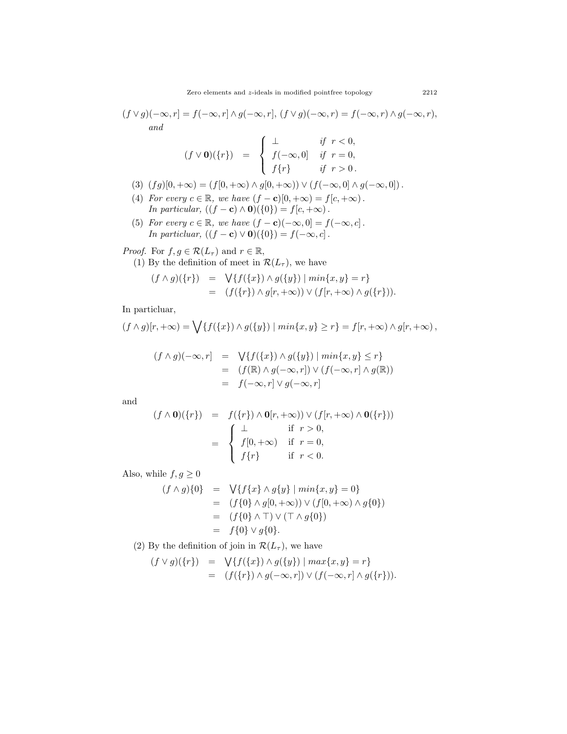$(f \vee g)(-\infty, r] = f(-\infty, r] \wedge g(-\infty, r]$, $(f \vee g)(-\infty, r) = f(-\infty, r) \wedge g(-\infty, r)$, *and*

$$(f \vee \mathbf{0})(\{r\}) \quad = \quad \begin{cases} \perp & \textit{if } \ r < 0, \\ f(-\infty, 0] & \textit{if } \ r = 0, \\ f\{r\} & \textit{if } \ r > 0\,. \end{cases}$$

(3) $(fg)[0, +\infty) = (f[0, +\infty) \wedge g[0, +\infty)) \vee (f(-\infty, 0] \wedge g(-\infty, 0])$.

(4) *For every* $c \in \mathbb{R}$*, we have* $(f - \mathbf{c})[0, +\infty) = f[c, +\infty)$.
*In particular,* $((f - \mathbf{c}) \wedge \mathbf{0})(\{0\}) = f[c, +\infty)$.

(5) *For every* $c \in \mathbb{R}$*, we have* $(f - \mathbf{c})(-\infty, 0] = f(-\infty, c]$.
*In particticluar,* $((f - \mathbf{c}) \vee \mathbf{0})(\{0\}) = f(-\infty, c]$.

*Proof.* For $f, g \in \mathcal{R}(L_\tau)$ and $r \in \mathbb{R}$,

(1) By the definition of meet in $\mathcal{R}(L_\tau)$, we have

$$\begin{aligned} (f \wedge g)(\{r\}) &= \bigvee\{f(\{x\}) \wedge g(\{y\}) \mid min\{x, y\} = r\} \\ &= (f(\{r\}) \wedge g[r, +\infty)) \vee (f[r, +\infty) \wedge g(\{r\})). \end{aligned}$$

In particluar,

$$(f \wedge g)[r, +\infty) = \bigvee\{f(\{x\}) \wedge g(\{y\}) \mid min\{x, y\} \geq r\} = f[r, +\infty) \wedge g[r, +\infty)\,,$$

$$\begin{aligned} (f \wedge g)(-\infty, r] &= \bigvee\{f(\{x\}) \wedge g(\{y\}) \mid min\{x, y\} \leq r\} \\ &= (f(\mathbb{R}) \wedge g(-\infty, r]) \vee (f(-\infty, r] \wedge g(\mathbb{R})) \\ &= f(-\infty, r] \vee g(-\infty, r] \end{aligned}$$

and

$$\begin{aligned} (f \wedge \mathbf{0})(\{r\}) &= f(\{r\}) \wedge \mathbf{0}[r, +\infty)) \vee (f[r, +\infty) \wedge \mathbf{0}(\{r\})) \\ &= \begin{cases} \perp & \text{if } \ r > 0, \\ f[0, +\infty) & \text{if } \ r = 0, \\ f\{r\} & \text{if } \ r < 0. \end{cases} \end{aligned}$$

Also, while $f, g \geq 0$

$$\begin{aligned} (f \wedge g)\{0\} &= \bigvee\{f\{x\} \wedge g\{y\} \mid min\{x, y\} = 0\} \\ &= (f\{0\} \wedge g[0, +\infty)) \vee (f[0, +\infty) \wedge g\{0\}) \\ &= (f\{0\} \wedge \top) \vee (\top \wedge g\{0\}) \\ &= f\{0\} \vee g\{0\}. \end{aligned}$$

(2) By the definition of join in $\mathcal{R}(L_\tau)$, we have

$$\begin{aligned} (f \vee g)(\{r\}) &= \bigvee\{f(\{x\}) \wedge g(\{y\}) \mid max\{x, y\} = r\} \\ &= (f(\{r\}) \wedge g(-\infty, r]) \vee (f(-\infty, r] \wedge g(\{r\})). \end{aligned}$$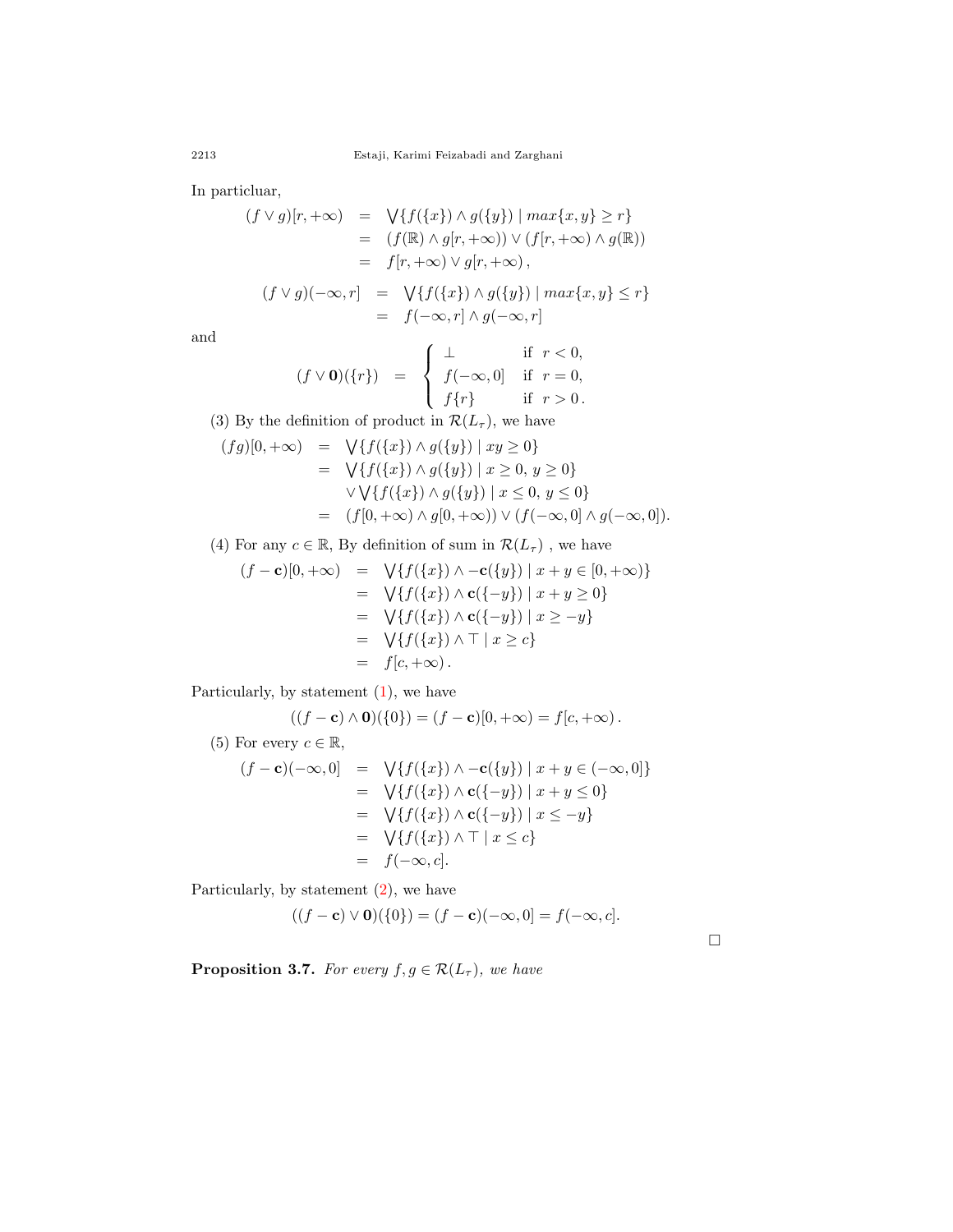In particluar,

$$
\begin{aligned}
(f \vee g)[r,+\infty) &= \bigvee\{f(\{x\}) \wedge g(\{y\}) \mid max\{x,y\} \geq r\} \\
&= (f(\mathbb{R}) \wedge g[r,+\infty)) \vee (f[r,+\infty) \wedge g(\mathbb{R})) \\
&= f[r,+\infty) \vee g[r,+\infty)\,,
\end{aligned}
$$

$$
\begin{aligned}
(f \vee g)(-\infty,r] &= \bigvee\{f(\{x\}) \wedge g(\{y\}) \mid max\{x,y\} \leq r\} \\
&= f(-\infty,r] \wedge g(-\infty,r]
\end{aligned}
$$

and

$$
(f \vee \mathbf{0})(\{r\}) = \begin{cases} \perp & \text{if } \ r < 0, \\ f(-\infty,0] & \text{if } \ r = 0, \\ f\{r\} & \text{if } \ r > 0\,. \end{cases}
$$

(3) By the definition of product in $\mathcal{R}(L_\tau)$, we have

$$
\begin{aligned}
(fg)[0,+\infty) &= \bigvee\{f(\{x\}) \wedge g(\{y\}) \mid xy \geq 0\} \\
&= \bigvee\{f(\{x\}) \wedge g(\{y\}) \mid x \geq 0,\, y \geq 0\} \\
&\quad \vee \bigvee\{f(\{x\}) \wedge g(\{y\}) \mid x \leq 0,\, y \leq 0\} \\
&= (f[0,+\infty) \wedge g[0,+\infty)) \vee (f(-\infty,0] \wedge g(-\infty,0]).
\end{aligned}
$$

(4) For any $c \in \mathbb{R}$, By definition of sum in $\mathcal{R}(L_\tau)$ , we have

$$
\begin{aligned}
(f - \mathbf{c})[0,+\infty) &= \bigvee\{f(\{x\}) \wedge -\mathbf{c}(\{y\}) \mid x + y \in [0,+\infty)\} \\
&= \bigvee\{f(\{x\}) \wedge \mathbf{c}(\{-y\}) \mid x + y \geq 0\} \\
&= \bigvee\{f(\{x\}) \wedge \mathbf{c}(\{-y\}) \mid x \geq -y\} \\
&= \bigvee\{f(\{x\}) \wedge \top \mid x \geq c\} \\
&= f[c,+\infty)\,.
\end{aligned}
$$

Particularly, by statement (1), we have

$$
((f - \mathbf{c}) \wedge \mathbf{0})(\{0\}) = (f - \mathbf{c})[0,+\infty) = f[c,+\infty)\,.
$$

(5) For every $c \in \mathbb{R}$,

$$
\begin{aligned}
(f - \mathbf{c})(-\infty,0] &= \bigvee\{f(\{x\}) \wedge -\mathbf{c}(\{y\}) \mid x + y \in (-\infty,0]\} \\
&= \bigvee\{f(\{x\}) \wedge \mathbf{c}(\{-y\}) \mid x + y \leq 0\} \\
&= \bigvee\{f(\{x\}) \wedge \mathbf{c}(\{-y\}) \mid x \leq -y\} \\
&= \bigvee\{f(\{x\}) \wedge \top \mid x \leq c\} \\
&= f(-\infty,c].
\end{aligned}
$$

Particularly, by statement (2), we have

$$
((f - \mathbf{c}) \vee \mathbf{0})(\{0\}) = (f - \mathbf{c})(-\infty,0] = f(-\infty,c].
$$

□

**Proposition 3.7.** *For every $f, g \in \mathcal{R}(L_\tau)$, we have*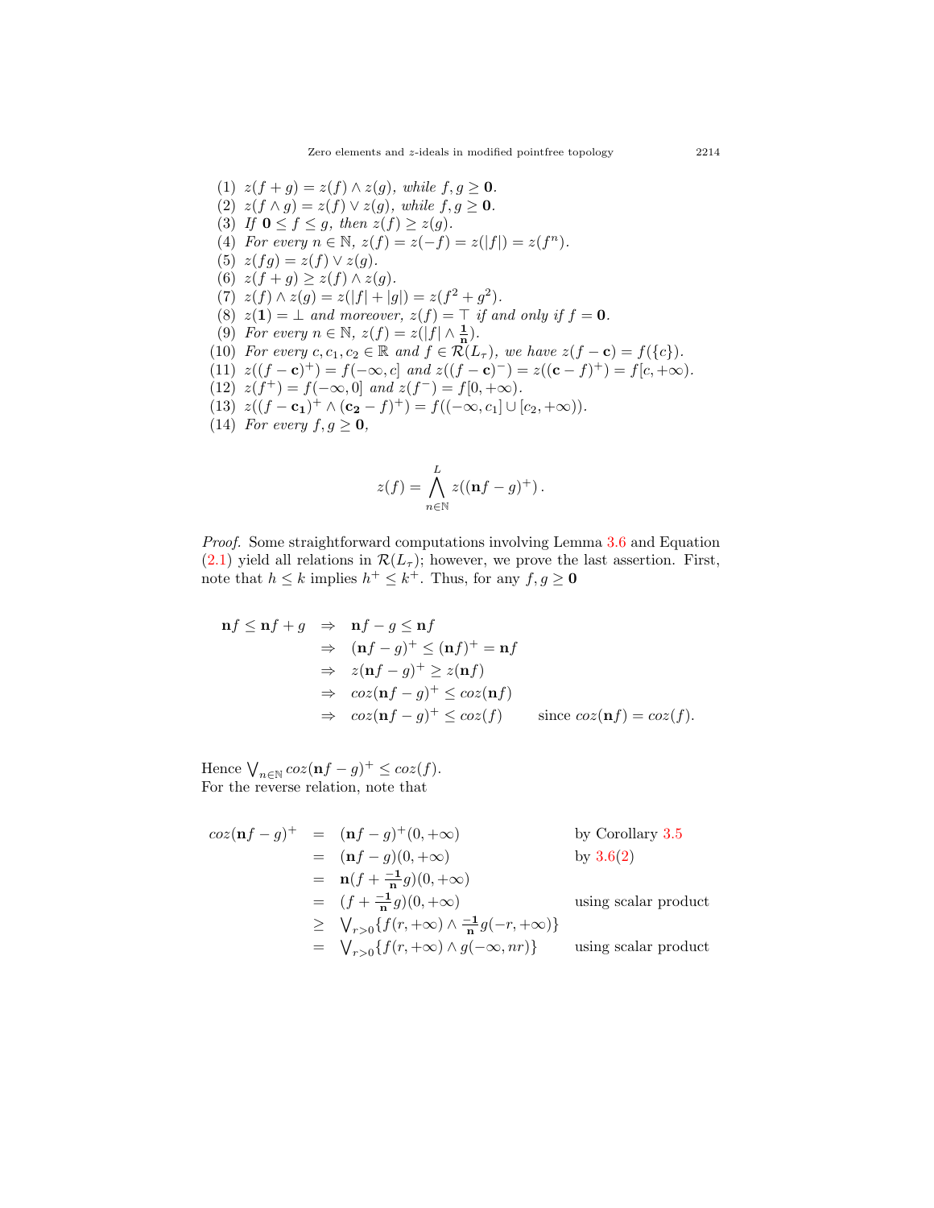(1) $z(f+g) = z(f) \wedge z(g)$, *while* $f, g \geq \mathbf{0}$.
(2) $z(f \wedge g) = z(f) \vee z(g)$, *while* $f, g \geq \mathbf{0}$.
(3) *If* $\mathbf{0} \leq f \leq g$, *then* $z(f) \geq z(g)$.
(4) *For every* $n \in \mathbb{N}$, $z(f) = z(-f) = z(|f|) = z(f^n)$.
(5) $z(fg) = z(f) \vee z(g)$.
(6) $z(f+g) \geq z(f) \wedge z(g)$.
(7) $z(f) \wedge z(g) = z(|f| + |g|) = z(f^2 + g^2)$.
(8) $z(\mathbf{1}) = \perp$ *and moreover,* $z(f) = \top$ *if and only if* $f = \mathbf{0}$.
(9) *For every* $n \in \mathbb{N}$, $z(f) = z(|f| \wedge \frac{\mathbf{1}}{\mathbf{n}})$.
(10) *For every* $c, c_1, c_2 \in \mathbb{R}$ *and* $f \in \mathcal{R}(L_\tau)$, *we have* $z(f - \mathbf{c}) = f(\{c\})$.
(11) $z((f-\mathbf{c})^+) = f(-\infty, c]$ *and* $z((f-\mathbf{c})^-) = z((\mathbf{c}-f)^+) = f[c, +\infty)$.
(12) $z(f^+) = f(-\infty, 0]$ *and* $z(f^-) = f[0, +\infty)$.
(13) $z((f-\mathbf{c_1})^+ \wedge (\mathbf{c_2} - f)^+) = f((-\infty, c_1] \cup [c_2, +\infty))$.
(14) *For every* $f, g \geq \mathbf{0}$,

$$z(f) = \bigwedge_{n \in \mathbb{N}}^{L} z((\mathbf{n}f - g)^+) .$$

*Proof.* Some straightforward computations involving Lemma 3.6 and Equation (2.1) yield all relations in $\mathcal{R}(L_\tau)$; however, we prove the last assertion. First, note that $h \leq k$ implies $h^+ \leq k^+$. Thus, for any $f, g \geq \mathbf{0}$

$$\begin{aligned}
\mathbf{n}f \leq \mathbf{n}f + g \quad &\Rightarrow \quad \mathbf{n}f - g \leq \mathbf{n}f \\
&\Rightarrow \quad (\mathbf{n}f - g)^+ \leq (\mathbf{n}f)^+ = \mathbf{n}f \\
&\Rightarrow \quad z(\mathbf{n}f - g)^+ \geq z(\mathbf{n}f) \\
&\Rightarrow \quad coz(\mathbf{n}f - g)^+ \leq coz(\mathbf{n}f) \\
&\Rightarrow \quad coz(\mathbf{n}f - g)^+ \leq coz(f) \qquad \text{since } coz(\mathbf{n}f) = coz(f).
\end{aligned}$$

Hence $\bigvee_{n \in \mathbb{N}} coz(\mathbf{n}f - g)^+ \leq coz(f)$.
For the reverse relation, note that

$$\begin{aligned}
coz(\mathbf{n}f - g)^+ &= (\mathbf{n}f - g)^+(0, +\infty) && \text{by Corollary 3.5} \\
&= (\mathbf{n}f - g)(0, +\infty) && \text{by 3.6(2)} \\
&= \mathbf{n}(f + \tfrac{-\mathbf{1}}{\mathbf{n}} g)(0, +\infty) \\
&= (f + \tfrac{-\mathbf{1}}{\mathbf{n}} g)(0, +\infty) && \text{using scalar product} \\
&\geq \textstyle\bigvee_{r>0} \{ f(r, +\infty) \wedge \tfrac{-\mathbf{1}}{\mathbf{n}} g(-r, +\infty) \} \\
&= \textstyle\bigvee_{r>0} \{ f(r, +\infty) \wedge g(-\infty, nr) \} && \text{using scalar product}
\end{aligned}$$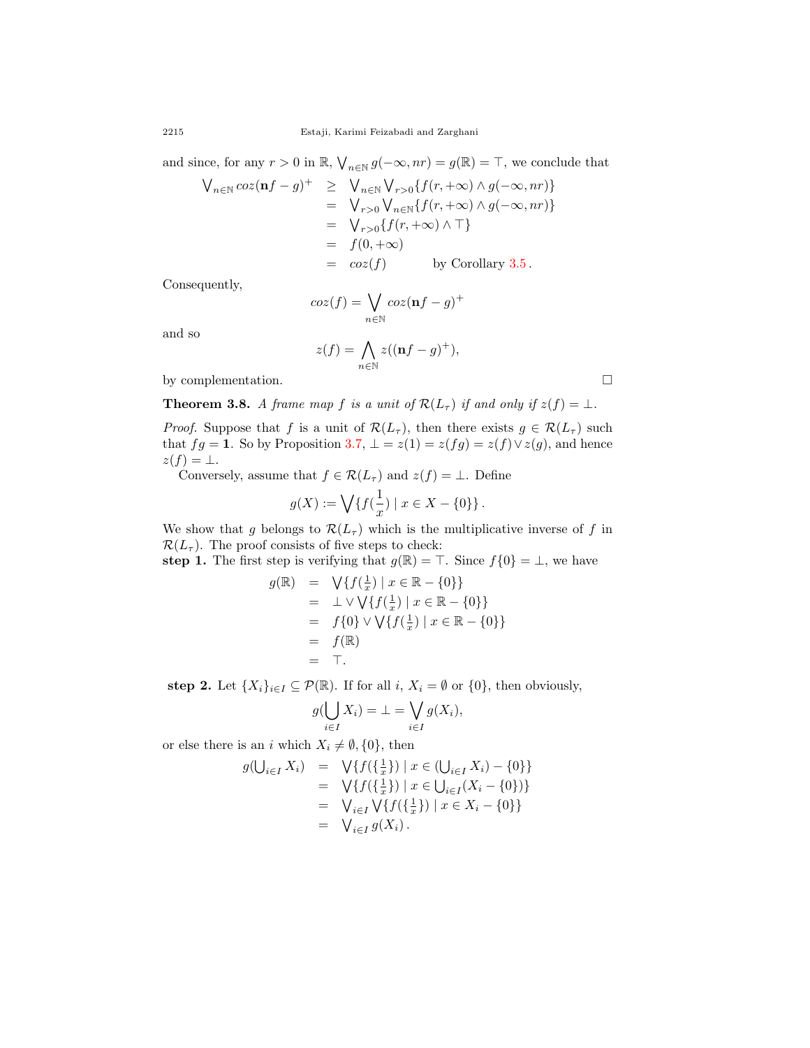and since, for any $r > 0$ in $\mathbb{R}$, $\bigvee_{n\in\mathbb{N}} g(-\infty, nr) = g(\mathbb{R}) = \top$, we conclude that

$$
\begin{aligned}
\bigvee_{n\in\mathbb{N}} coz(\mathbf{n}f - g)^+ &\geq \bigvee_{n\in\mathbb{N}} \bigvee_{r>0} \{f(r, +\infty) \wedge g(-\infty, nr)\} \\
&= \bigvee_{r>0} \bigvee_{n\in\mathbb{N}} \{f(r, +\infty) \wedge g(-\infty, nr)\} \\
&= \bigvee_{r>0} \{f(r, +\infty) \wedge \top\} \\
&= f(0, +\infty) \\
&= coz(f) \qquad \text{by Corollary 3.5}.
\end{aligned}
$$

Consequently,

$$coz(f) = \bigvee_{n\in\mathbb{N}} coz(\mathbf{n}f - g)^+$$

and so

$$z(f) = \bigwedge_{n\in\mathbb{N}} z((\mathbf{n}f - g)^+),$$

by complementation. □

**Theorem 3.8.** *A frame map $f$ is a unit of $\mathcal{R}(L_\tau)$ if and only if $z(f) = \bot$.*

*Proof.* Suppose that $f$ is a unit of $\mathcal{R}(L_\tau)$, then there exists $g \in \mathcal{R}(L_\tau)$ such that $fg = \mathbf{1}$. So by Proposition 3.7, $\bot = z(1) = z(fg) = z(f) \vee z(g)$, and hence $z(f) = \bot$.

Conversely, assume that $f \in \mathcal{R}(L_\tau)$ and $z(f) = \bot$. Define

$$g(X) := \bigvee \{f(\frac{1}{x}) \mid x \in X - \{0\}\}.$$

We show that $g$ belongs to $\mathcal{R}(L_\tau)$ which is the multiplicative inverse of $f$ in $\mathcal{R}(L_\tau)$. The proof consists of five steps to check:
**step 1.** The first step is verifying that $g(\mathbb{R}) = \top$. Since $f\{0\} = \bot$, we have

$$
\begin{aligned}
g(\mathbb{R}) &= \bigvee \{f(\tfrac{1}{x}) \mid x \in \mathbb{R} - \{0\}\} \\
&= \bot \vee \bigvee \{f(\tfrac{1}{x}) \mid x \in \mathbb{R} - \{0\}\} \\
&= f\{0\} \vee \bigvee \{f(\tfrac{1}{x}) \mid x \in \mathbb{R} - \{0\}\} \\
&= f(\mathbb{R}) \\
&= \top.
\end{aligned}
$$

**step 2.** Let $\{X_i\}_{i\in I} \subseteq \mathcal{P}(\mathbb{R})$. If for all $i$, $X_i = \emptyset$ or $\{0\}$, then obviously,

$$g(\bigcup_{i\in I} X_i) = \bot = \bigvee_{i\in I} g(X_i),$$

or else there is an $i$ which $X_i \neq \emptyset, \{0\}$, then

$$
\begin{aligned}
g(\textstyle\bigcup_{i\in I} X_i) &= \bigvee \{f(\{\tfrac{1}{x}\}) \mid x \in (\textstyle\bigcup_{i\in I} X_i) - \{0\}\} \\
&= \bigvee \{f(\{\tfrac{1}{x}\}) \mid x \in \textstyle\bigcup_{i\in I} (X_i - \{0\})\} \\
&= \bigvee_{i\in I} \bigvee \{f(\{\tfrac{1}{x}\}) \mid x \in X_i - \{0\}\} \\
&= \bigvee_{i\in I} g(X_i).
\end{aligned}
$$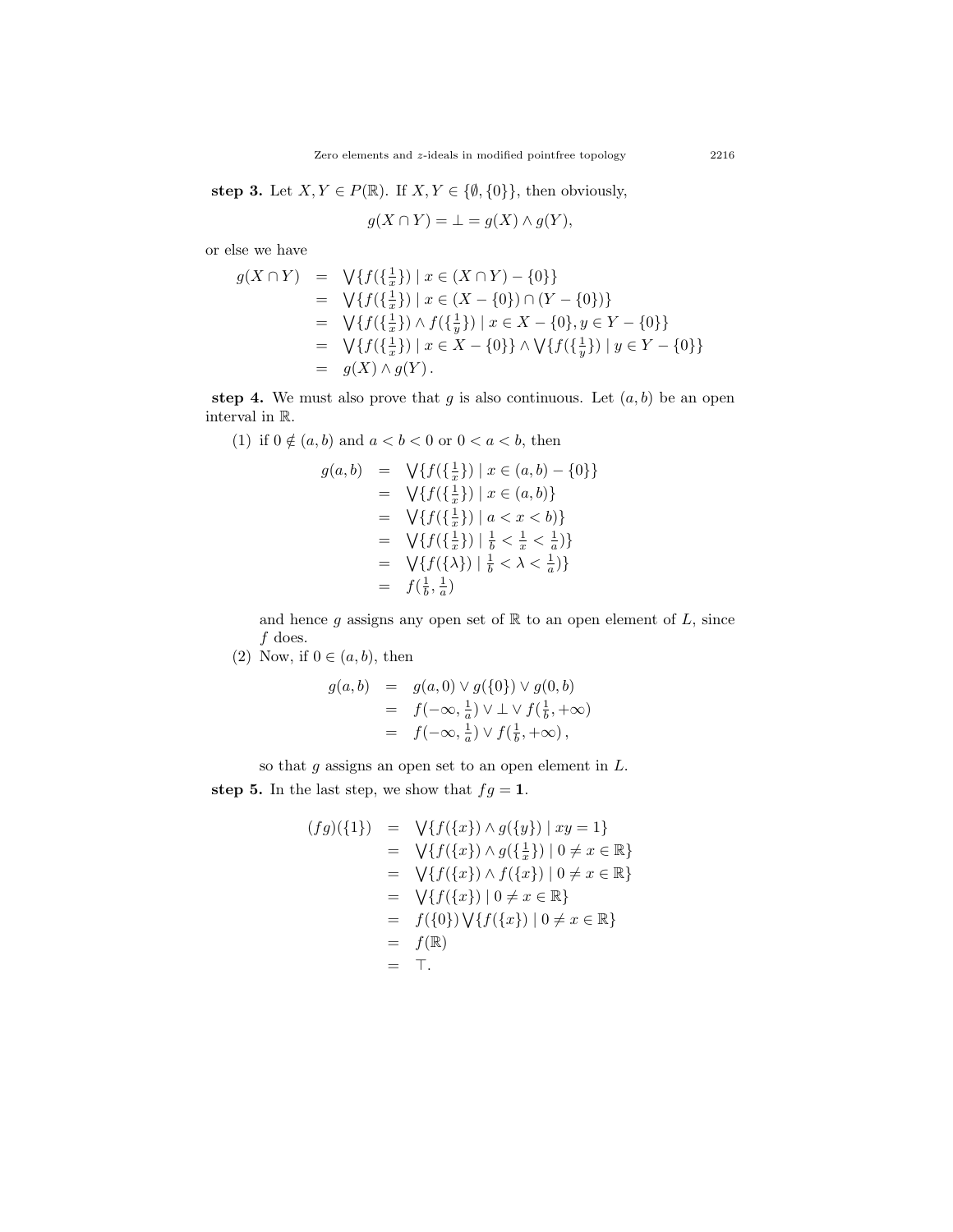**step 3.** Let $X, Y \in P(\mathbb{R})$. If $X, Y \in \{\emptyset, \{0\}\}$, then obviously,

$$g(X \cap Y) = \bot = g(X) \wedge g(Y),$$

or else we have

$$\begin{aligned}
g(X \cap Y) &= \bigvee\{f(\{\tfrac{1}{x}\}) \mid x \in (X \cap Y) - \{0\}\} \\
&= \bigvee\{f(\{\tfrac{1}{x}\}) \mid x \in (X - \{0\}) \cap (Y - \{0\})\} \\
&= \bigvee\{f(\{\tfrac{1}{x}\}) \wedge f(\{\tfrac{1}{y}\}) \mid x \in X - \{0\}, y \in Y - \{0\}\} \\
&= \bigvee\{f(\{\tfrac{1}{x}\}) \mid x \in X - \{0\}\} \wedge \bigvee\{f(\{\tfrac{1}{y}\}) \mid y \in Y - \{0\}\} \\
&= g(X) \wedge g(Y).
\end{aligned}$$

**step 4.** We must also prove that $g$ is also continuous. Let $(a, b)$ be an open interval in $\mathbb{R}$.

(1) if $0 \notin (a, b)$ and $a < b < 0$ or $0 < a < b$, then

$$\begin{aligned}
g(a, b) &= \bigvee\{f(\{\tfrac{1}{x}\}) \mid x \in (a, b) - \{0\}\} \\
&= \bigvee\{f(\{\tfrac{1}{x}\}) \mid x \in (a, b)\} \\
&= \bigvee\{f(\{\tfrac{1}{x}\}) \mid a < x < b)\} \\
&= \bigvee\{f(\{\tfrac{1}{x}\}) \mid \tfrac{1}{b} < \tfrac{1}{x} < \tfrac{1}{a})\} \\
&= \bigvee\{f(\{\lambda\}) \mid \tfrac{1}{b} < \lambda < \tfrac{1}{a})\} \\
&= f(\tfrac{1}{b}, \tfrac{1}{a})
\end{aligned}$$

and hence $g$ assigns any open set of $\mathbb{R}$ to an open element of $L$, since $f$ does.

(2) Now, if $0 \in (a, b)$, then

$$\begin{aligned}
g(a, b) &= g(a, 0) \vee g(\{0\}) \vee g(0, b) \\
&= f(-\infty, \tfrac{1}{a}) \vee \bot \vee f(\tfrac{1}{b}, +\infty) \\
&= f(-\infty, \tfrac{1}{a}) \vee f(\tfrac{1}{b}, +\infty),
\end{aligned}$$

so that $g$ assigns an open set to an open element in $L$.

**step 5.** In the last step, we show that $fg = \mathbf{1}$.

$$\begin{aligned}
(fg)(\{1\}) &= \bigvee\{f(\{x\}) \wedge g(\{y\}) \mid xy = 1\} \\
&= \bigvee\{f(\{x\}) \wedge g(\{\tfrac{1}{x}\}) \mid 0 \neq x \in \mathbb{R}\} \\
&= \bigvee\{f(\{x\}) \wedge f(\{x\}) \mid 0 \neq x \in \mathbb{R}\} \\
&= \bigvee\{f(\{x\}) \mid 0 \neq x \in \mathbb{R}\} \\
&= f(\{0\}) \bigvee\{f(\{x\}) \mid 0 \neq x \in \mathbb{R}\} \\
&= f(\mathbb{R}) \\
&= \top.
\end{aligned}$$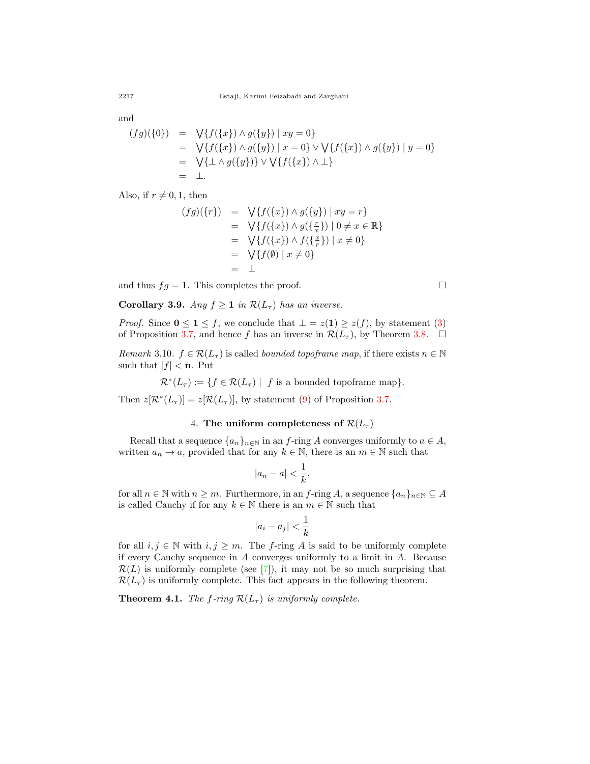and

$$
\begin{aligned}
(fg)(\{0\}) &= \bigvee\{f(\{x\}) \wedge g(\{y\}) \mid xy = 0\} \\
&= \bigvee\{f(\{x\}) \wedge g(\{y\}) \mid x = 0\} \vee \bigvee\{f(\{x\}) \wedge g(\{y\}) \mid y = 0\} \\
&= \bigvee\{\perp \wedge g(\{y\})\} \vee \bigvee\{f(\{x\}) \wedge \perp\} \\
&= \perp.
\end{aligned}
$$

Also, if $r \neq 0, 1$, then

$$
\begin{aligned}
(fg)(\{r\}) &= \bigvee\{f(\{x\}) \wedge g(\{y\}) \mid xy = r\} \\
&= \bigvee\{f(\{x\}) \wedge g(\{\tfrac{r}{x}\}) \mid 0 \neq x \in \mathbb{R}\} \\
&= \bigvee\{f(\{x\}) \wedge f(\{\tfrac{x}{r}\}) \mid x \neq 0\} \\
&= \bigvee\{f(\emptyset) \mid x \neq 0\} \\
&= \perp
\end{aligned}
$$

and thus $fg = \mathbf{1}$. This completes the proof. □

**Corollary 3.9.** *Any $f \geq \mathbf{1}$ in $\mathcal{R}(L_\tau)$ has an inverse.*

*Proof.* Since $\mathbf{0} \leq \mathbf{1} \leq f$, we conclude that $\perp = z(\mathbf{1}) \geq z(f)$, by statement (3) of Proposition 3.7, and hence $f$ has an inverse in $\mathcal{R}(L_\tau)$, by Theorem 3.8. □

*Remark* 3.10. $f \in \mathcal{R}(L_\tau)$ is called *bounded topoframe map*, if there exists $n \in \mathbb{N}$ such that $|f| < \mathbf{n}$. Put

$$\mathcal{R}^*(L_\tau) := \{f \in \mathcal{R}(L_\tau) \mid \ f \text{ is a bounded topoframe map}\}.$$

Then $z[\mathcal{R}^*(L_\tau)] = z[\mathcal{R}(L_\tau)]$, by statement (9) of Proposition 3.7.

## 4. The uniform completeness of $\mathcal{R}(L_\tau)$

Recall that a sequence $\{a_n\}_{n\in\mathbb{N}}$ in an $f$-ring $A$ converges uniformly to $a \in A$, written $a_n \to a$, provided that for any $k \in \mathbb{N}$, there is an $m \in \mathbb{N}$ such that

$$|a_n - a| < \frac{1}{k},$$

for all $n \in \mathbb{N}$ with $n \geq m$. Furthermore, in an $f$-ring $A$, a sequence $\{a_n\}_{n\in\mathbb{N}} \subseteq A$ is called Cauchy if for any $k \in \mathbb{N}$ there is an $m \in \mathbb{N}$ such that

$$|a_i - a_j| < \frac{1}{k}$$

for all $i, j \in \mathbb{N}$ with $i, j \geq m$. The $f$-ring $A$ is said to be uniformly complete if every Cauchy sequence in $A$ converges uniformly to a limit in $A$. Because $\mathcal{R}(L)$ is uniformly complete (see [7]), it may not be so much surprising that $\mathcal{R}(L_\tau)$ is uniformly complete. This fact appears in the following theorem.

**Theorem 4.1.** *The $f$-ring $\mathcal{R}(L_\tau)$ is uniformly complete.*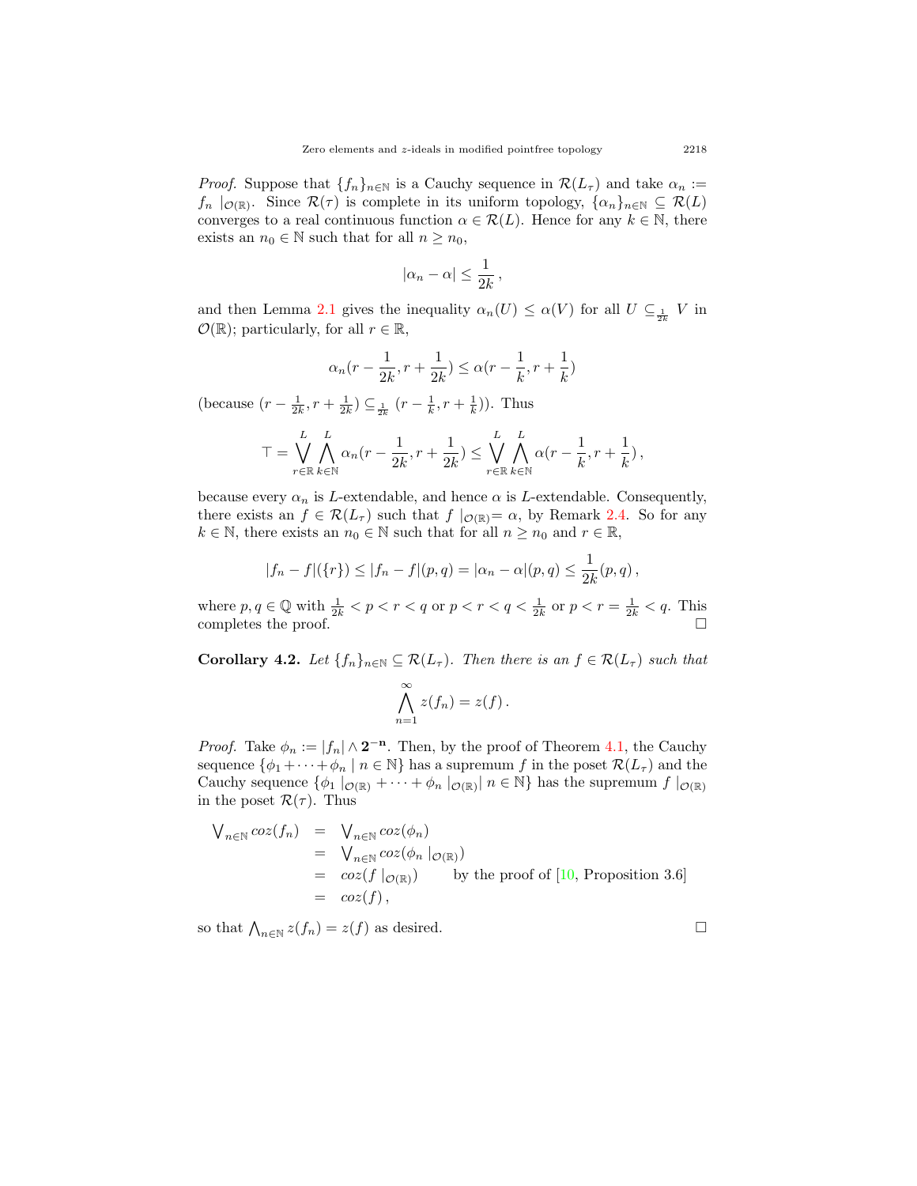*Proof.* Suppose that $\{f_n\}_{n\in\mathbb{N}}$ is a Cauchy sequence in $\mathcal{R}(L_\tau)$ and take $\alpha_n := f_n\mid_{\mathcal{O}(\mathbb{R})}$. Since $\mathcal{R}(\tau)$ is complete in its uniform topology, $\{\alpha_n\}_{n\in\mathbb{N}} \subseteq \mathcal{R}(L)$ converges to a real continuous function $\alpha \in \mathcal{R}(L)$. Hence for any $k \in \mathbb{N}$, there exists an $n_0 \in \mathbb{N}$ such that for all $n \geq n_0$,

$$|\alpha_n - \alpha| \leq \frac{1}{2k}\,,$$

and then Lemma 2.1 gives the inequality $\alpha_n(U) \leq \alpha(V)$ for all $U \subseteq_{\frac{1}{2k}} V$ in $\mathcal{O}(\mathbb{R})$; particularly, for all $r \in \mathbb{R}$,

$$\alpha_n(r - \frac{1}{2k}, r + \frac{1}{2k}) \leq \alpha(r - \frac{1}{k}, r + \frac{1}{k})$$

(because $(r - \frac{1}{2k}, r + \frac{1}{2k}) \subseteq_{\frac{1}{2k}} (r - \frac{1}{k}, r + \frac{1}{k})$). Thus

$$\top = \bigvee_{r\in\mathbb{R}}^{L} \bigwedge_{k\in\mathbb{N}}^{L} \alpha_n(r - \frac{1}{2k}, r + \frac{1}{2k}) \leq \bigvee_{r\in\mathbb{R}}^{L} \bigwedge_{k\in\mathbb{N}}^{L} \alpha(r - \frac{1}{k}, r + \frac{1}{k})\,,$$

because every $\alpha_n$ is $L$-extendable, and hence $\alpha$ is $L$-extendable. Consequently, there exists an $f \in \mathcal{R}(L_\tau)$ such that $f\mid_{\mathcal{O}(\mathbb{R})} = \alpha$, by Remark 2.4. So for any $k \in \mathbb{N}$, there exists an $n_0 \in \mathbb{N}$ such that for all $n \geq n_0$ and $r \in \mathbb{R}$,

$$|f_n - f|(\{r\}) \leq |f_n - f|(p, q) = |\alpha_n - \alpha|(p, q) \leq \frac{1}{2k}(p, q)\,,$$

where $p, q \in \mathbb{Q}$ with $\frac{1}{2k} < p < r < q$ or $p < r < q < \frac{1}{2k}$ or $p < r = \frac{1}{2k} < q$. This completes the proof. □

**Corollary 4.2.** *Let $\{f_n\}_{n\in\mathbb{N}} \subseteq \mathcal{R}(L_\tau)$. Then there is an $f \in \mathcal{R}(L_\tau)$ such that*

$$\bigwedge_{n=1}^{\infty} z(f_n) = z(f)\,.$$

*Proof.* Take $\phi_n := |f_n| \wedge \mathbf{2^{-n}}$. Then, by the proof of Theorem 4.1, the Cauchy sequence $\{\phi_1 + \cdots + \phi_n \mid n \in \mathbb{N}\}$ has a supremum $f$ in the poset $\mathcal{R}(L_\tau)$ and the Cauchy sequence $\{\phi_1\mid_{\mathcal{O}(\mathbb{R})} + \cdots + \phi_n\mid_{\mathcal{O}(\mathbb{R})} \mid n \in \mathbb{N}\}$ has the supremum $f\mid_{\mathcal{O}(\mathbb{R})}$ in the poset $\mathcal{R}(\tau)$. Thus

$$\begin{aligned}
\bigvee_{n\in\mathbb{N}} coz(f_n) &= \bigvee_{n\in\mathbb{N}} coz(\phi_n) \\
&= \bigvee_{n\in\mathbb{N}} coz(\phi_n\mid_{\mathcal{O}(\mathbb{R})}) \\
&= coz(f\mid_{\mathcal{O}(\mathbb{R})}) \qquad \text{by the proof of [10, Proposition 3.6]} \\
&= coz(f)\,,
\end{aligned}$$

so that $\bigwedge_{n\in\mathbb{N}} z(f_n) = z(f)$ as desired. □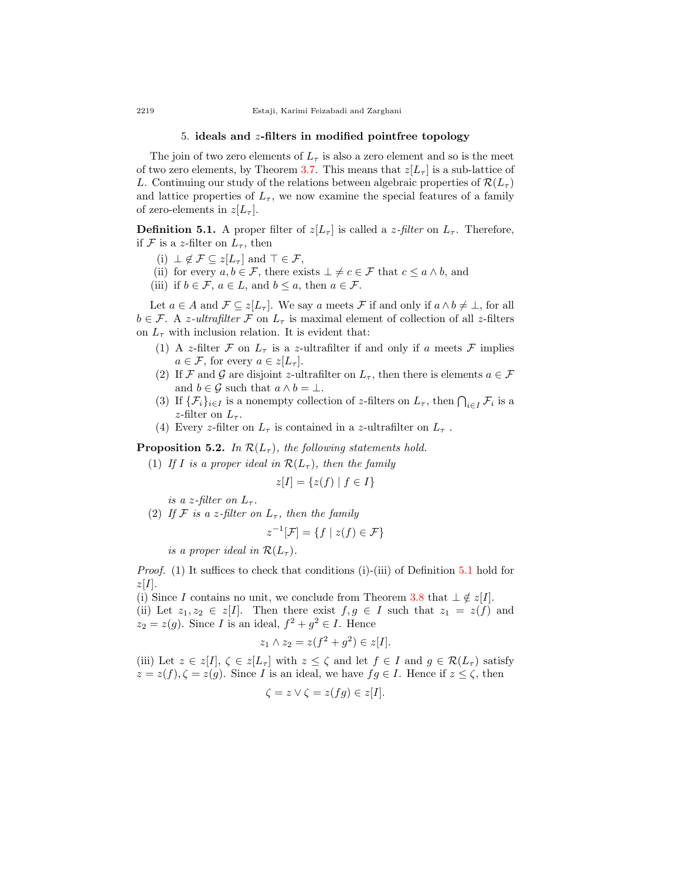## 5. ideals and $z$-filters in modified pointfree topology

The join of two zero elements of $L_\tau$ is also a zero element and so is the meet of two zero elements, by Theorem 3.7. This means that $z[L_\tau]$ is a sub-lattice of $L$. Continuing our study of the relations between algebraic properties of $\mathcal{R}(L_\tau)$ and lattice properties of $L_\tau$, we now examine the special features of a family of zero-elements in $z[L_\tau]$.

**Definition 5.1.** A proper filter of $z[L_\tau]$ is called a *$z$-filter* on $L_\tau$. Therefore, if $\mathcal{F}$ is a $z$-filter on $L_\tau$, then

(i) $\bot \notin \mathcal{F} \subseteq z[L_\tau]$ and $\top \in \mathcal{F}$,

(ii) for every $a, b \in \mathcal{F}$, there exists $\bot \neq c \in \mathcal{F}$ that $c \leq a \wedge b$, and

(iii) if $b \in \mathcal{F}$, $a \in L$, and $b \leq a$, then $a \in \mathcal{F}$.

Let $a \in A$ and $\mathcal{F} \subseteq z[L_\tau]$. We say $a$ meets $\mathcal{F}$ if and only if $a \wedge b \neq \bot$, for all $b \in \mathcal{F}$. A *$z$-ultrafilter* $\mathcal{F}$ on $L_\tau$ is maximal element of collection of all $z$-filters on $L_\tau$ with inclusion relation. It is evident that:

1. A $z$-filter $\mathcal{F}$ on $L_\tau$ is a $z$-ultrafilter if and only if $a$ meets $\mathcal{F}$ implies $a \in \mathcal{F}$, for every $a \in z[L_\tau]$.
2. If $\mathcal{F}$ and $\mathcal{G}$ are disjoint $z$-ultrafilter on $L_\tau$, then there is elements $a \in \mathcal{F}$ and $b \in \mathcal{G}$ such that $a \wedge b = \bot$.
3. If $\{\mathcal{F}_i\}_{i \in I}$ is a nonempty collection of $z$-filters on $L_\tau$, then $\bigcap_{i \in I} \mathcal{F}_i$ is a $z$-filter on $L_\tau$.
4. Every $z$-filter on $L_\tau$ is contained in a $z$-ultrafilter on $L_\tau$ .

**Proposition 5.2.** *In $\mathcal{R}(L_\tau)$, the following statements hold.*

(1) *If $I$ is a proper ideal in $\mathcal{R}(L_\tau)$, then the family*

$$z[I] = \{z(f) \mid f \in I\}$$

*is a $z$-filter on $L_\tau$.*

(2) *If $\mathcal{F}$ is a $z$-filter on $L_\tau$, then the family*

$$z^{-1}[\mathcal{F}] = \{f \mid z(f) \in \mathcal{F}\}$$

*is a proper ideal in $\mathcal{R}(L_\tau)$.*

*Proof.* (1) It suffices to check that conditions (i)-(iii) of Definition 5.1 hold for $z[I]$.

(i) Since $I$ contains no unit, we conclude from Theorem 3.8 that $\bot \notin z[I]$.

(ii) Let $z_1, z_2 \in z[I]$. Then there exist $f, g \in I$ such that $z_1 = z(f)$ and $z_2 = z(g)$. Since $I$ is an ideal, $f^2 + g^2 \in I$. Hence

$$z_1 \wedge z_2 = z(f^2 + g^2) \in z[I].$$

(iii) Let $z \in z[I]$, $\zeta \in z[L_\tau]$ with $z \leq \zeta$ and let $f \in I$ and $g \in \mathcal{R}(L_\tau)$ satisfy $z = z(f), \zeta = z(g)$. Since $I$ is an ideal, we have $fg \in I$. Hence if $z \leq \zeta$, then

$$\zeta = z \vee \zeta = z(fg) \in z[I].$$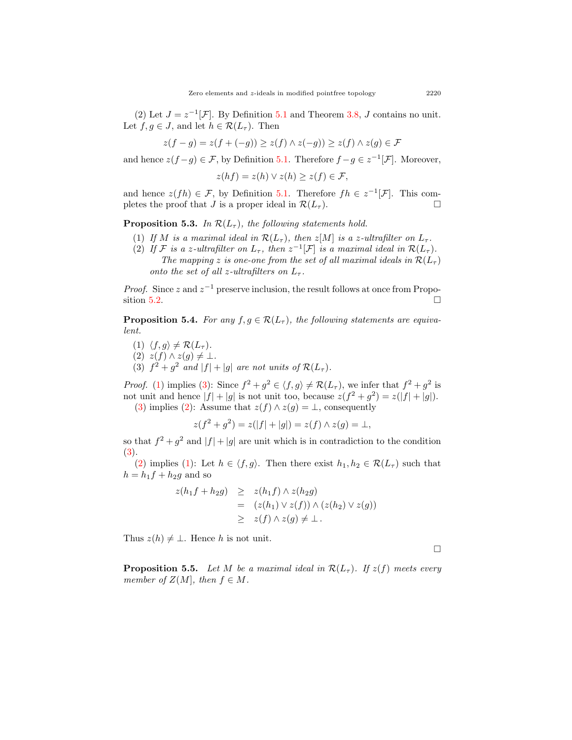(2) Let $J = z^{-1}[\mathcal{F}]$. By Definition 5.1 and Theorem 3.8, $J$ contains no unit. Let $f, g \in J$, and let $h \in \mathcal{R}(L_\tau)$. Then

$$z(f-g) = z(f+(-g)) \geq z(f) \wedge z(-g)) \geq z(f) \wedge z(g) \in \mathcal{F}$$

and hence $z(f-g) \in \mathcal{F}$, by Definition 5.1. Therefore $f - g \in z^{-1}[\mathcal{F}]$. Moreover,

$$z(hf) = z(h) \vee z(h) \geq z(f) \in \mathcal{F},$$

and hence $z(fh) \in \mathcal{F}$, by Definition 5.1. Therefore $fh \in z^{-1}[\mathcal{F}]$. This completes the proof that $J$ is a proper ideal in $\mathcal{R}(L_\tau)$. □

**Proposition 5.3.** *In $\mathcal{R}(L_\tau)$, the following statements hold.*

1. *If $M$ is a maximal ideal in $\mathcal{R}(L_\tau)$, then $z[M]$ is a $z$-ultrafilter on $L_\tau$.*
2. *If $\mathcal{F}$ is a $z$-ultrafilter on $L_\tau$, then $z^{-1}[\mathcal{F}]$ is a maximal ideal in $\mathcal{R}(L_\tau)$.*
   *The mapping $z$ is one-one from the set of all maximal ideals in $\mathcal{R}(L_\tau)$ onto the set of all $z$-ultrafilters on $L_\tau$.*

*Proof.* Since $z$ and $z^{-1}$ preserve inclusion, the result follows at once from Proposition 5.2. □

**Proposition 5.4.** *For any $f, g \in \mathcal{R}(L_\tau)$, the following statements are equivalent.*

1. *$\langle f, g\rangle \neq \mathcal{R}(L_\tau)$.*
2. *$z(f) \wedge z(g) \neq \perp$.*
3. *$f^2 + g^2$ and $|f| + |g|$ are not units of $\mathcal{R}(L_\tau)$.*

*Proof.* (1) implies (3): Since $f^2 + g^2 \in \langle f, g\rangle \neq \mathcal{R}(L_\tau)$, we infer that $f^2 + g^2$ is not unit and hence $|f| + |g|$ is not unit too, because $z(f^2 + g^2) = z(|f| + |g|)$.

(3) implies (2): Assume that $z(f) \wedge z(g) = \perp$, consequently

$$z(f^2 + g^2) = z(|f| + |g|) = z(f) \wedge z(g) = \perp,$$

so that $f^2 + g^2$ and $|f| + |g|$ are unit which is in contradiction to the condition (3).

(2) implies (1): Let $h \in \langle f, g\rangle$. Then there exist $h_1, h_2 \in \mathcal{R}(L_\tau)$ such that $h = h_1 f + h_2 g$ and so

$$\begin{aligned} z(h_1 f + h_2 g) &\geq z(h_1 f) \wedge z(h_2 g) \\ &= (z(h_1) \vee z(f)) \wedge (z(h_2) \vee z(g)) \\ &\geq z(f) \wedge z(g) \neq \perp . \end{aligned}$$

Thus $z(h) \neq \perp$. Hence $h$ is not unit. □

**Proposition 5.5.** *Let $M$ be a maximal ideal in $\mathcal{R}(L_\tau)$. If $z(f)$ meets every member of $Z(M]$, then $f \in M$.*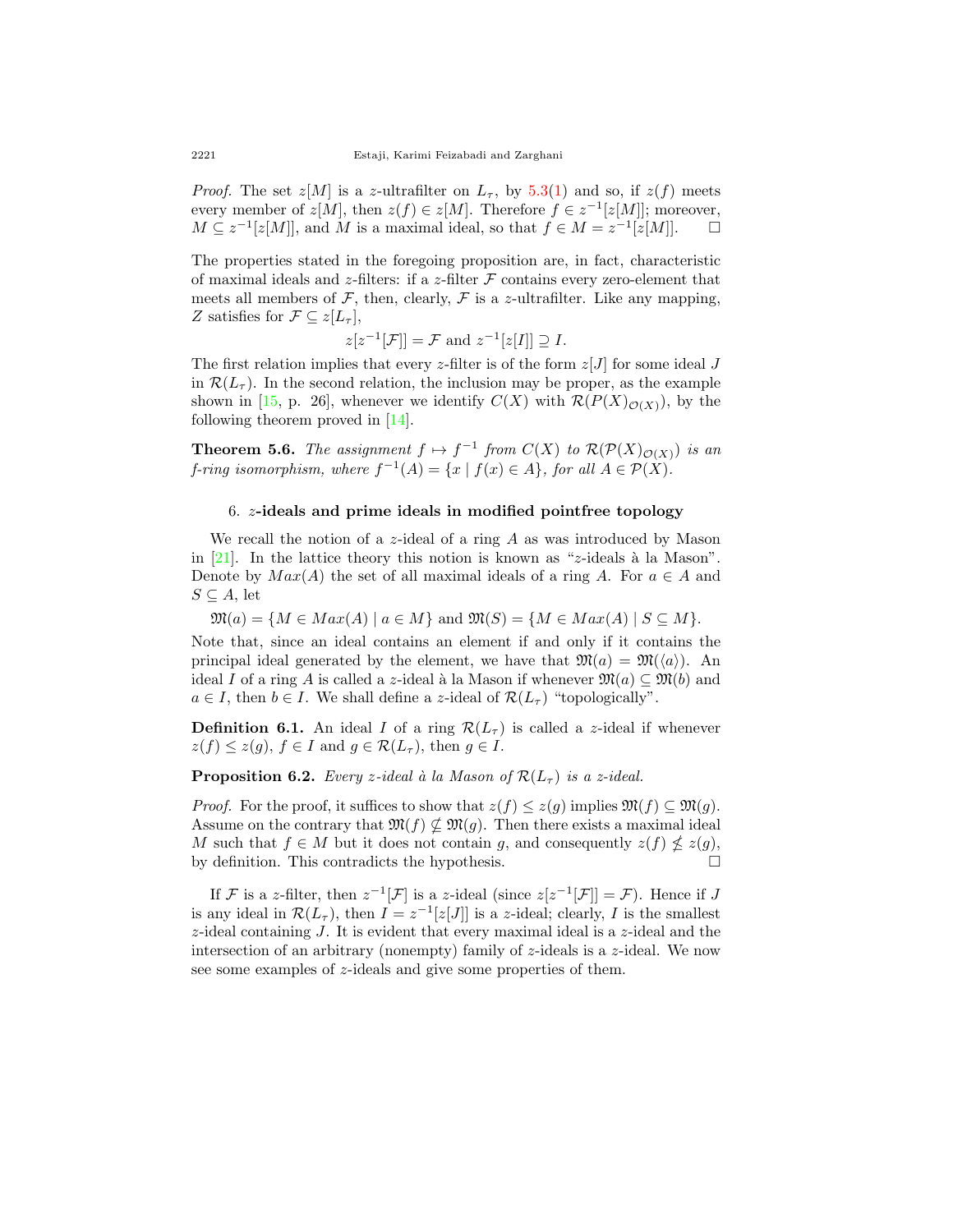*Proof.* The set $z[M]$ is a $z$-ultrafilter on $L_\tau$, by 5.3(1) and so, if $z(f)$ meets every member of $z[M]$, then $z(f) \in z[M]$. Therefore $f \in z^{-1}[z[M]]$; moreover, $M \subseteq z^{-1}[z[M]]$, and $M$ is a maximal ideal, so that $f \in M = z^{-1}[z[M]]$. □

The properties stated in the foregoing proposition are, in fact, characteristic of maximal ideals and $z$-filters: if a $z$-filter $\mathcal{F}$ contains every zero-element that meets all members of $\mathcal{F}$, then, clearly, $\mathcal{F}$ is a $z$-ultrafilter. Like any mapping, $Z$ satisfies for $\mathcal{F} \subseteq z[L_\tau]$,

$$z[z^{-1}[\mathcal{F}]] = \mathcal{F} \text{ and } z^{-1}[z[I]] \supseteq I.$$

The first relation implies that every $z$-filter is of the form $z[J]$ for some ideal $J$ in $\mathcal{R}(L_\tau)$. In the second relation, the inclusion may be proper, as the example shown in [15, p. 26], whenever we identify $C(X)$ with $\mathcal{R}(P(X)_{\mathcal{O}(X)})$, by the following theorem proved in [14].

**Theorem 5.6.** *The assignment $f \mapsto f^{-1}$ from $C(X)$ to $\mathcal{R}(\mathcal{P}(X)_{\mathcal{O}(X)})$ is an f-ring isomorphism, where $f^{-1}(A) = \{x \mid f(x) \in A\}$, for all $A \in \mathcal{P}(X)$.*

## 6. $z$-ideals and prime ideals in modified pointfree topology

We recall the notion of a $z$-ideal of a ring $A$ as was introduced by Mason in [21]. In the lattice theory this notion is known as "$z$-ideals à la Mason". Denote by $Max(A)$ the set of all maximal ideals of a ring $A$. For $a \in A$ and $S \subseteq A$, let

$$\mathfrak{M}(a) = \{M \in Max(A) \mid a \in M\} \text{ and } \mathfrak{M}(S) = \{M \in Max(A) \mid S \subseteq M\}.$$

Note that, since an ideal contains an element if and only if it contains the principal ideal generated by the element, we have that $\mathfrak{M}(a) = \mathfrak{M}(\langle a \rangle)$. An ideal $I$ of a ring $A$ is called a $z$-ideal à la Mason if whenever $\mathfrak{M}(a) \subseteq \mathfrak{M}(b)$ and $a \in I$, then $b \in I$. We shall define a $z$-ideal of $\mathcal{R}(L_\tau)$ "topologically".

**Definition 6.1.** An ideal $I$ of a ring $\mathcal{R}(L_\tau)$ is called a $z$-ideal if whenever $z(f) \leq z(g)$, $f \in I$ and $g \in \mathcal{R}(L_\tau)$, then $g \in I$.

**Proposition 6.2.** *Every $z$-ideal à la Mason of $\mathcal{R}(L_\tau)$ is a $z$-ideal.*

*Proof.* For the proof, it suffices to show that $z(f) \leq z(g)$ implies $\mathfrak{M}(f) \subseteq \mathfrak{M}(g)$. Assume on the contrary that $\mathfrak{M}(f) \nsubseteq \mathfrak{M}(g)$. Then there exists a maximal ideal $M$ such that $f \in M$ but it does not contain $g$, and consequently $z(f) \nleq z(g)$, by definition. This contradicts the hypothesis. □

If $\mathcal{F}$ is a $z$-filter, then $z^{-1}[\mathcal{F}]$ is a $z$-ideal (since $z[z^{-1}[\mathcal{F}]] = \mathcal{F}$). Hence if $J$ is any ideal in $\mathcal{R}(L_\tau)$, then $I = z^{-1}[z[J]]$ is a $z$-ideal; clearly, $I$ is the smallest $z$-ideal containing $J$. It is evident that every maximal ideal is a $z$-ideal and the intersection of an arbitrary (nonempty) family of $z$-ideals is a $z$-ideal. We now see some examples of $z$-ideals and give some properties of them.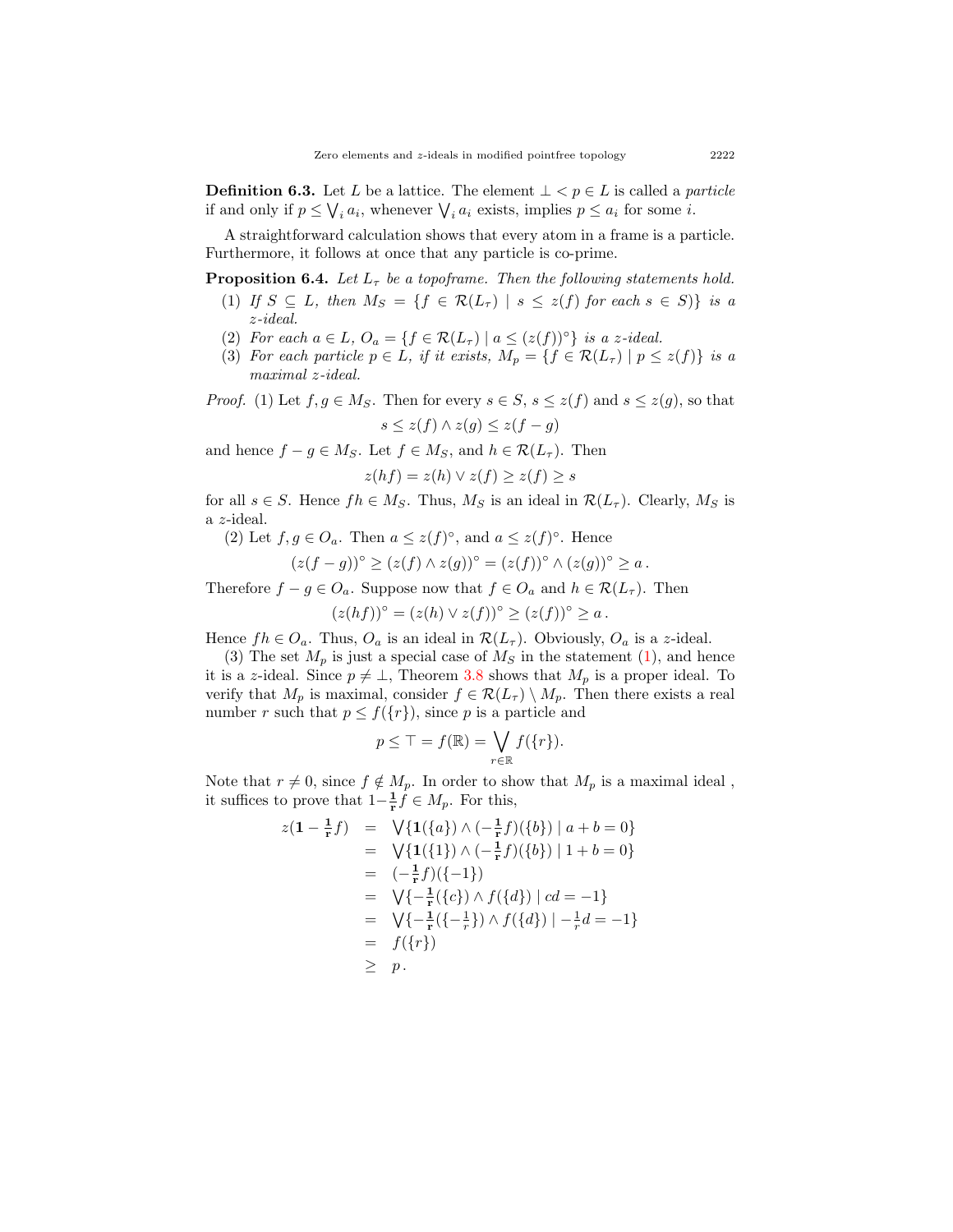**Definition 6.3.** Let $L$ be a lattice. The element $\bot < p \in L$ is called a *particle* if and only if $p \leq \bigvee_i a_i$, whenever $\bigvee_i a_i$ exists, implies $p \leq a_i$ for some $i$.

A straightforward calculation shows that every atom in a frame is a particle. Furthermore, it follows at once that any particle is co-prime.

**Proposition 6.4.** *Let $L_\tau$ be a topoframe. Then the following statements hold.*

1. *If $S \subseteq L$, then $M_S = \{f \in \mathcal{R}(L_\tau) \mid s \leq z(f) \text{ for each } s \in S)\}$ is a z-ideal.*
2. *For each $a \in L$, $O_a = \{f \in \mathcal{R}(L_\tau) \mid a \leq (z(f))^\circ\}$ is a z-ideal.*
3. *For each particle $p \in L$, if it exists, $M_p = \{f \in \mathcal{R}(L_\tau) \mid p \leq z(f)\}$ is a maximal z-ideal.*

*Proof.* (1) Let $f, g \in M_S$. Then for every $s \in S$, $s \leq z(f)$ and $s \leq z(g)$, so that

$$s \leq z(f) \wedge z(g) \leq z(f - g)$$

and hence $f - g \in M_S$. Let $f \in M_S$, and $h \in \mathcal{R}(L_\tau)$. Then

$$z(hf) = z(h) \vee z(f) \geq z(f) \geq s$$

for all $s \in S$. Hence $fh \in M_S$. Thus, $M_S$ is an ideal in $\mathcal{R}(L_\tau)$. Clearly, $M_S$ is a $z$-ideal.

(2) Let $f, g \in O_a$. Then $a \leq z(f)^\circ$, and $a \leq z(f)^\circ$. Hence

$$(z(f - g))^\circ \geq (z(f) \wedge z(g))^\circ = (z(f))^\circ \wedge (z(g))^\circ \geq a\,.$$

Therefore $f - g \in O_a$. Suppose now that $f \in O_a$ and $h \in \mathcal{R}(L_\tau)$. Then

$$(z(hf))^\circ = (z(h) \vee z(f))^\circ \geq (z(f))^\circ \geq a\,.$$

Hence $fh \in O_a$. Thus, $O_a$ is an ideal in $\mathcal{R}(L_\tau)$. Obviously, $O_a$ is a $z$-ideal.

(3) The set $M_p$ is just a special case of $M_S$ in the statement (1), and hence it is a $z$-ideal. Since $p \neq \bot$, Theorem 3.8 shows that $M_p$ is a proper ideal. To verify that $M_p$ is maximal, consider $f \in \mathcal{R}(L_\tau) \setminus M_p$. Then there exists a real number $r$ such that $p \leq f(\{r\})$, since $p$ is a particle and

$$p \leq \top = f(\mathbb{R}) = \bigvee_{r \in \mathbb{R}} f(\{r\}).$$

Note that $r \neq 0$, since $f \notin M_p$. In order to show that $M_p$ is a maximal ideal , it suffices to prove that $1 - \frac{\mathbf{1}}{\mathbf{r}} f \in M_p$. For this,

$$\begin{aligned}
z(\mathbf{1} - \tfrac{\mathbf{1}}{\mathbf{r}} f) &= \bigvee\{\mathbf{1}(\{a\}) \wedge (-\tfrac{\mathbf{1}}{\mathbf{r}} f)(\{b\}) \mid a + b = 0\} \\
&= \bigvee\{\mathbf{1}(\{1\}) \wedge (-\tfrac{\mathbf{1}}{\mathbf{r}} f)(\{b\}) \mid 1 + b = 0\} \\
&= (-\tfrac{\mathbf{1}}{\mathbf{r}} f)(\{-1\}) \\
&= \bigvee\{-\tfrac{\mathbf{1}}{\mathbf{r}}(\{c\}) \wedge f(\{d\}) \mid cd = -1\} \\
&= \bigvee\{-\tfrac{\mathbf{1}}{\mathbf{r}}(\{-\tfrac{1}{r}\}) \wedge f(\{d\}) \mid -\tfrac{1}{r} d = -1\} \\
&= f(\{r\}) \\
&\geq p\,.
\end{aligned}$$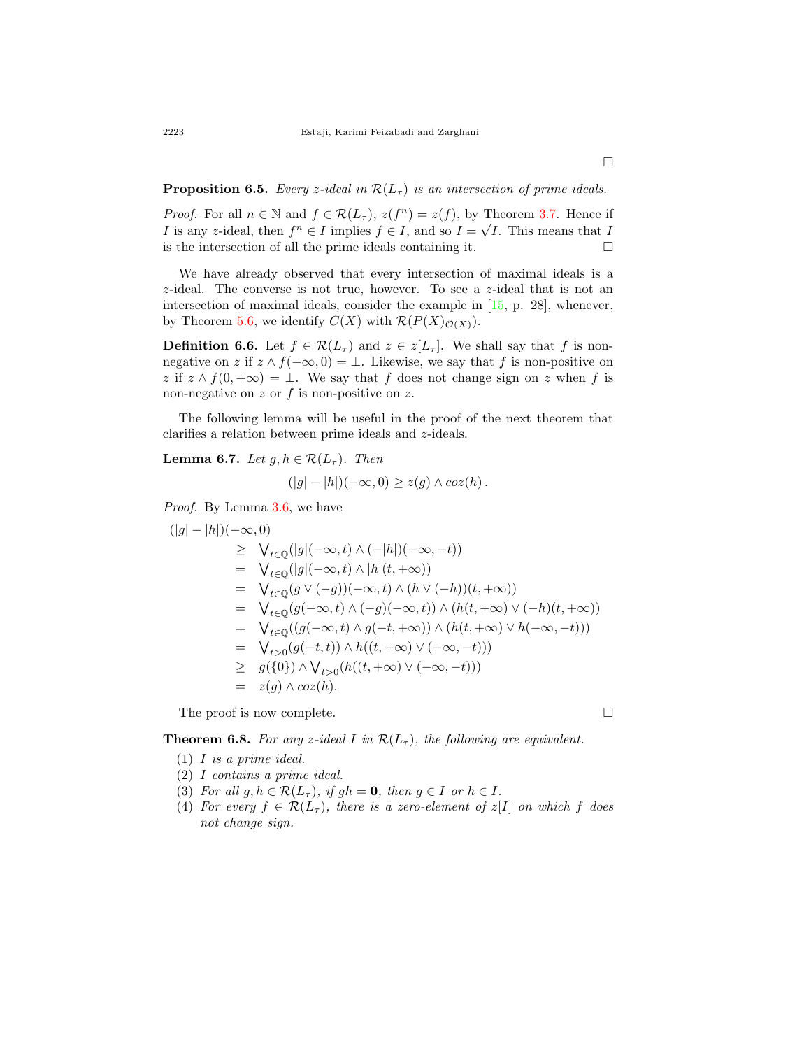□

**Proposition 6.5.** *Every z-ideal in $\mathcal{R}(L_\tau)$ is an intersection of prime ideals.*

*Proof.* For all $n \in \mathbb{N}$ and $f \in \mathcal{R}(L_\tau)$, $z(f^n) = z(f)$, by Theorem 3.7. Hence if $I$ is any $z$-ideal, then $f^n \in I$ implies $f \in I$, and so $I = \sqrt{I}$. This means that $I$ is the intersection of all the prime ideals containing it. □

We have already observed that every intersection of maximal ideals is a $z$-ideal. The converse is not true, however. To see a $z$-ideal that is not an intersection of maximal ideals, consider the example in [15, p. 28], whenever, by Theorem 5.6, we identify $C(X)$ with $\mathcal{R}(P(X)_{\mathcal{O}(X)})$.

**Definition 6.6.** Let $f \in \mathcal{R}(L_\tau)$ and $z \in z[L_\tau]$. We shall say that $f$ is non-negative on $z$ if $z \wedge f(-\infty, 0) = \perp$. Likewise, we say that $f$ is non-positive on $z$ if $z \wedge f(0, +\infty) = \perp$. We say that $f$ does not change sign on $z$ when $f$ is non-negative on $z$ or $f$ is non-positive on $z$.

The following lemma will be useful in the proof of the next theorem that clarifies a relation between prime ideals and $z$-ideals.

**Lemma 6.7.** *Let $g, h \in \mathcal{R}(L_\tau)$. Then*

$$(|g| - |h|)(-\infty, 0) \geq z(g) \wedge coz(h)\,.$$

*Proof.* By Lemma 3.6, we have

$$\begin{aligned}
&(|g| - |h|)(-\infty, 0)\\
&\geq \textstyle\bigvee_{t\in\mathbb{Q}}(|g|(-\infty, t) \wedge (-|h|)(-\infty, -t))\\
&= \textstyle\bigvee_{t\in\mathbb{Q}}(|g|(-\infty, t) \wedge |h|(t, +\infty))\\
&= \textstyle\bigvee_{t\in\mathbb{Q}}(g \vee (-g))(-\infty, t) \wedge (h \vee (-h))(t, +\infty))\\
&= \textstyle\bigvee_{t\in\mathbb{Q}}(g(-\infty, t) \wedge (-g)(-\infty, t)) \wedge (h(t, +\infty) \vee (-h)(t, +\infty))\\
&= \textstyle\bigvee_{t\in\mathbb{Q}}((g(-\infty, t) \wedge g(-t, +\infty)) \wedge (h(t, +\infty) \vee h(-\infty, -t)))\\
&= \textstyle\bigvee_{t>0}(g(-t, t)) \wedge h((t, +\infty) \vee (-\infty, -t)))\\
&\geq g(\{0\}) \wedge \textstyle\bigvee_{t>0}(h((t, +\infty) \vee (-\infty, -t)))\\
&= z(g) \wedge coz(h).
\end{aligned}$$

The proof is now complete. □

**Theorem 6.8.** *For any z-ideal $I$ in $\mathcal{R}(L_\tau)$, the following are equivalent.*

1. *$I$ is a prime ideal.*
2. *$I$ contains a prime ideal.*
3. *For all $g, h \in \mathcal{R}(L_\tau)$, if $gh = \mathbf{0}$, then $g \in I$ or $h \in I$.*
4. *For every $f \in \mathcal{R}(L_\tau)$, there is a zero-element of $z[I]$ on which $f$ does not change sign.*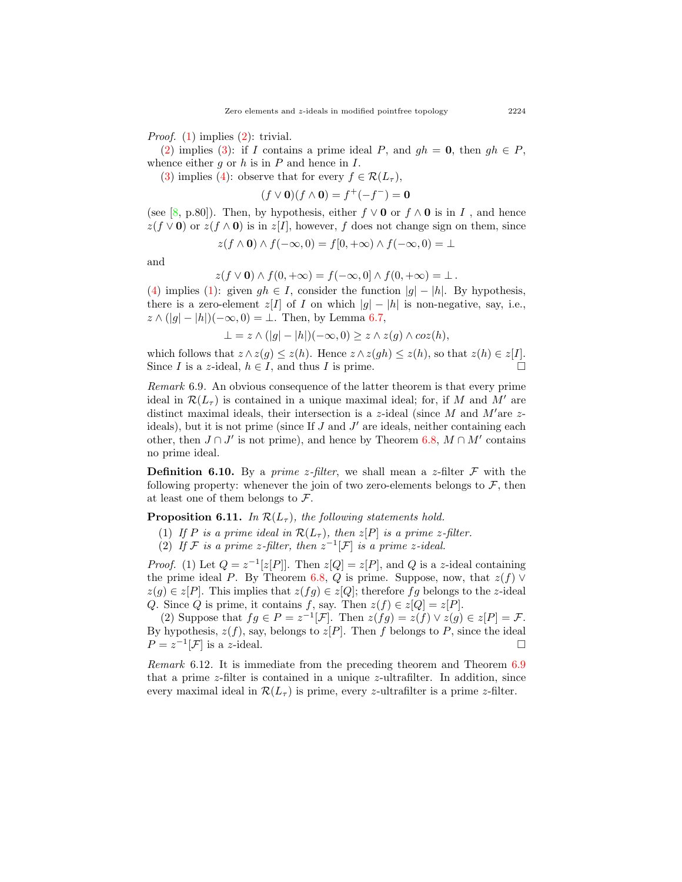*Proof.* (1) implies (2): trivial.

(2) implies (3): if $I$ contains a prime ideal $P$, and $gh = \mathbf{0}$, then $gh \in P$, whence either $g$ or $h$ is in $P$ and hence in $I$.

(3) implies (4): observe that for every $f \in \mathcal{R}(L_\tau)$,

$$(f \vee \mathbf{0})(f \wedge \mathbf{0}) = f^+(-f^-) = \mathbf{0}$$

(see [8, p.80]). Then, by hypothesis, either $f \vee \mathbf{0}$ or $f \wedge \mathbf{0}$ is in $I$ , and hence $z(f \vee \mathbf{0})$ or $z(f \wedge \mathbf{0})$ is in $z[I]$, however, $f$ does not change sign on them, since

$$z(f \wedge \mathbf{0}) \wedge f(-\infty, 0) = f[0, +\infty) \wedge f(-\infty, 0) = \perp$$

and

$$z(f \vee \mathbf{0}) \wedge f(0, +\infty) = f(-\infty, 0] \wedge f(0, +\infty) = \perp .$$

(4) implies (1): given $gh \in I$, consider the function $|g| - |h|$. By hypothesis, there is a zero-element $z[I]$ of $I$ on which $|g| - |h|$ is non-negative, say, i.e., $z \wedge (|g| - |h|)(-\infty, 0) = \perp$. Then, by Lemma 6.7,

$$\perp = z \wedge (|g| - |h|)(-\infty, 0) \geq z \wedge z(g) \wedge coz(h),$$

which follows that $z \wedge z(g) \leq z(h)$. Hence $z \wedge z(gh) \leq z(h)$, so that $z(h) \in z[I]$. Since $I$ is a $z$-ideal, $h \in I$, and thus $I$ is prime. □

*Remark* 6.9. An obvious consequence of the latter theorem is that every prime ideal in $\mathcal{R}(L_\tau)$ is contained in a unique maximal ideal; for, if $M$ and $M'$ are distinct maximal ideals, their intersection is a $z$-ideal (since $M$ and $M'$are $z$-ideals), but it is not prime (since If $J$ and $J'$ are ideals, neither containing each other, then $J \cap J'$ is not prime), and hence by Theorem 6.8, $M \cap M'$ contains no prime ideal.

**Definition 6.10.** By a *prime z-filter*, we shall mean a $z$-filter $\mathcal{F}$ with the following property: whenever the join of two zero-elements belongs to $\mathcal{F}$, then at least one of them belongs to $\mathcal{F}$.

**Proposition 6.11.** *In $\mathcal{R}(L_\tau)$, the following statements hold.*

1. *If $P$ is a prime ideal in $\mathcal{R}(L_\tau)$, then $z[P]$ is a prime z-filter.*
2. *If $\mathcal{F}$ is a prime z-filter, then $z^{-1}[\mathcal{F}]$ is a prime z-ideal.*

*Proof.* (1) Let $Q = z^{-1}[z[P]]$. Then $z[Q] = z[P]$, and $Q$ is a $z$-ideal containing the prime ideal $P$. By Theorem 6.8, $Q$ is prime. Suppose, now, that $z(f) \vee z(g) \in z[P]$. This implies that $z(fg) \in z[Q]$; therefore $fg$ belongs to the $z$-ideal $Q$. Since $Q$ is prime, it contains $f$, say. Then $z(f) \in z[Q] = z[P]$.

(2) Suppose that $fg \in P = z^{-1}[\mathcal{F}]$. Then $z(fg) = z(f) \vee z(g) \in z[P] = \mathcal{F}$. By hypothesis, $z(f)$, say, belongs to $z[P]$. Then $f$ belongs to $P$, since the ideal $P = z^{-1}[\mathcal{F}]$ is a $z$-ideal. □

*Remark* 6.12. It is immediate from the preceding theorem and Theorem 6.9 that a prime $z$-filter is contained in a unique $z$-ultrafilter. In addition, since every maximal ideal in $\mathcal{R}(L_\tau)$ is prime, every $z$-ultrafilter is a prime $z$-filter.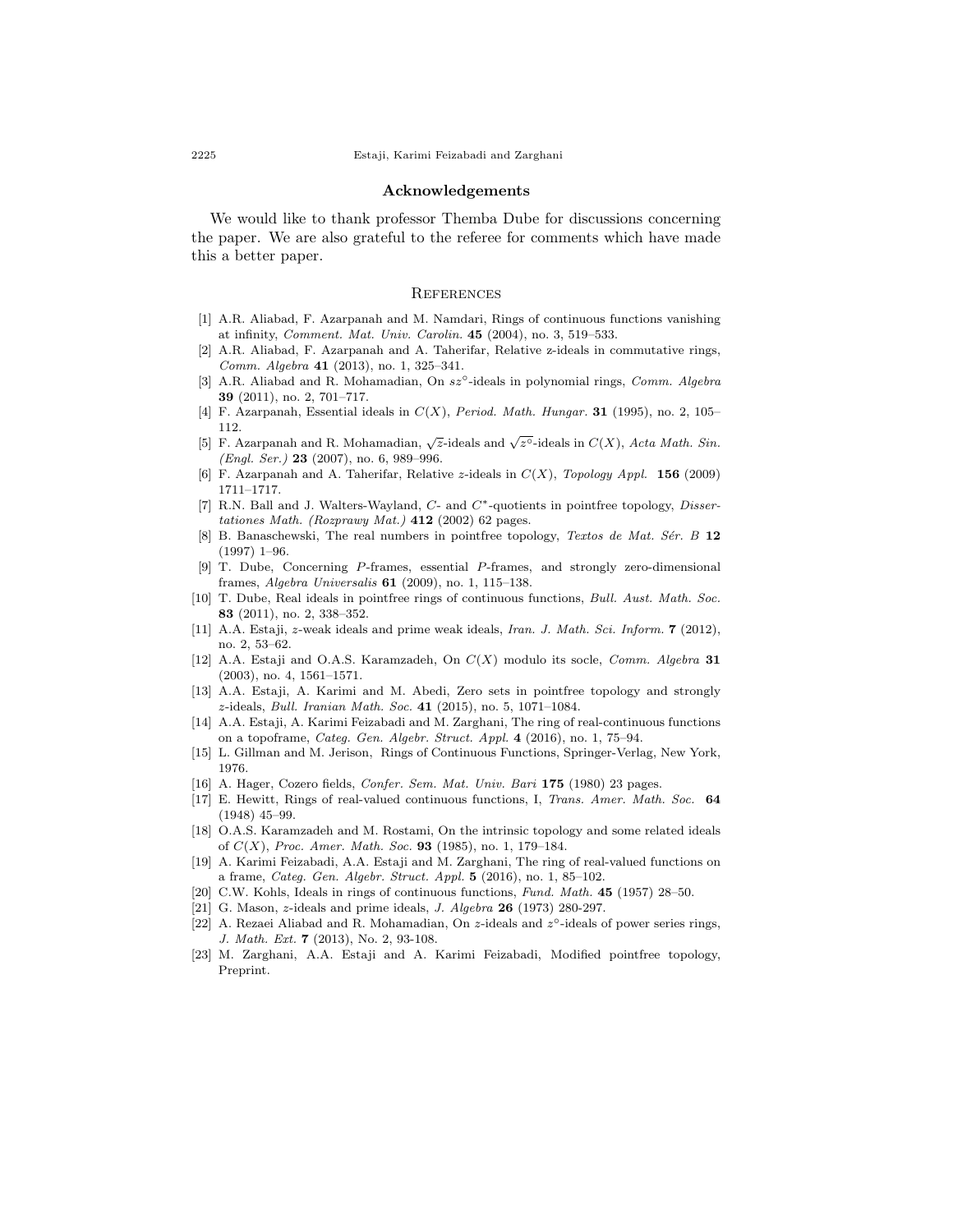## Acknowledgements

We would like to thank professor Themba Dube for discussions concerning the paper. We are also grateful to the referee for comments which have made this a better paper.

## References

[1] A.R. Aliabad, F. Azarpanah and M. Namdari, Rings of continuous functions vanishing at infinity, *Comment. Mat. Univ. Carolin.* **45** (2004), no. 3, 519–533.

[2] A.R. Aliabad, F. Azarpanah and A. Taherifar, Relative z-ideals in commutative rings, *Comm. Algebra* **41** (2013), no. 1, 325–341.

[3] A.R. Aliabad and R. Mohamadian, On $sz^{\circ}$-ideals in polynomial rings, *Comm. Algebra* **39** (2011), no. 2, 701–717.

[4] F. Azarpanah, Essential ideals in $C(X)$, *Period. Math. Hungar.* **31** (1995), no. 2, 105–112.

[5] F. Azarpanah and R. Mohamadian, $\sqrt{z}$-ideals and $\sqrt{z^{\circ}}$-ideals in $C(X)$, *Acta Math. Sin. (Engl. Ser.)* **23** (2007), no. 6, 989–996.

[6] F. Azarpanah and A. Taherifar, Relative $z$-ideals in $C(X)$, *Topology Appl.* **156** (2009) 1711–1717.

[7] R.N. Ball and J. Walters-Wayland, $C$- and $C^*$-quotients in pointfree topology, *Dissertationes Math. (Rozprawy Mat.)* **412** (2002) 62 pages.

[8] B. Banaschewski, The real numbers in pointfree topology, *Textos de Mat. Sér. B* **12** (1997) 1–96.

[9] T. Dube, Concerning $P$-frames, essential $P$-frames, and strongly zero-dimensional frames, *Algebra Universalis* **61** (2009), no. 1, 115–138.

[10] T. Dube, Real ideals in pointfree rings of continuous functions, *Bull. Aust. Math. Soc.* **83** (2011), no. 2, 338–352.

[11] A.A. Estaji, $z$-weak ideals and prime weak ideals, *Iran. J. Math. Sci. Inform.* **7** (2012), no. 2, 53–62.

[12] A.A. Estaji and O.A.S. Karamzadeh, On $C(X)$ modulo its socle, *Comm. Algebra* **31** (2003), no. 4, 1561–1571.

[13] A.A. Estaji, A. Karimi and M. Abedi, Zero sets in pointfree topology and strongly $z$-ideals, *Bull. Iranian Math. Soc.* **41** (2015), no. 5, 1071–1084.

[14] A.A. Estaji, A. Karimi Feizabadi and M. Zarghani, The ring of real-continuous functions on a topoframe, *Categ. Gen. Algebr. Struct. Appl.* **4** (2016), no. 1, 75–94.

[15] L. Gillman and M. Jerison, Rings of Continuous Functions, Springer-Verlag, New York, 1976.

[16] A. Hager, Cozero fields, *Confer. Sem. Mat. Univ. Bari* **175** (1980) 23 pages.

[17] E. Hewitt, Rings of real-valued continuous functions, I, *Trans. Amer. Math. Soc.* **64** (1948) 45–99.

[18] O.A.S. Karamzadeh and M. Rostami, On the intrinsic topology and some related ideals of $C(X)$, *Proc. Amer. Math. Soc.* **93** (1985), no. 1, 179–184.

[19] A. Karimi Feizabadi, A.A. Estaji and M. Zarghani, The ring of real-valued functions on a frame, *Categ. Gen. Algebr. Struct. Appl.* **5** (2016), no. 1, 85–102.

[20] C.W. Kohls, Ideals in rings of continuous functions, *Fund. Math.* **45** (1957) 28–50.

[21] G. Mason, $z$-ideals and prime ideals, *J. Algebra* **26** (1973) 280-297.

[22] A. Rezaei Aliabad and R. Mohamadian, On $z$-ideals and $z^{\circ}$-ideals of power series rings, *J. Math. Ext.* **7** (2013), No. 2, 93-108.

[23] M. Zarghani, A.A. Estaji and A. Karimi Feizabadi, Modified pointfree topology, Preprint.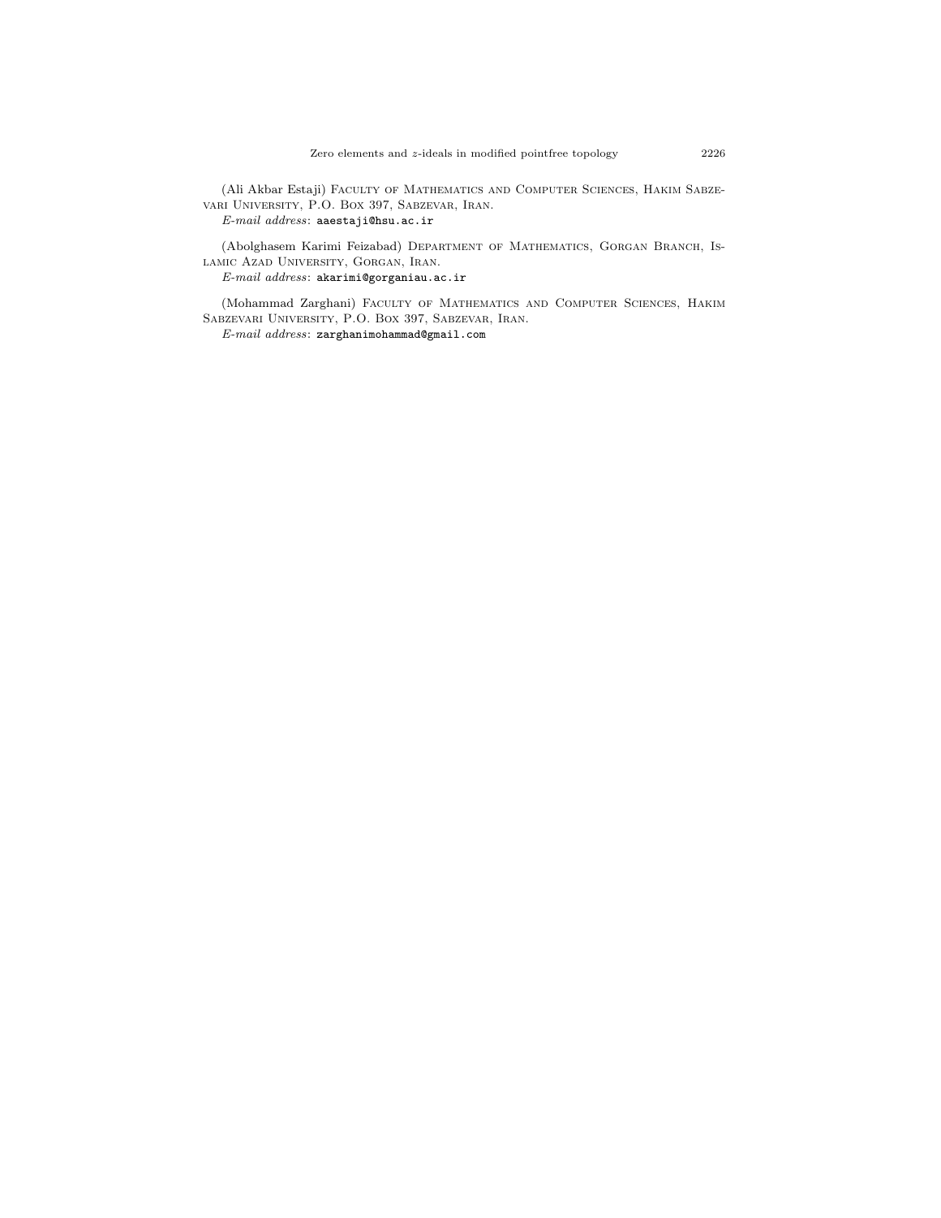(Ali Akbar Estaji) Faculty of Mathematics and Computer Sciences, Hakim Sabzevari University, P.O. Box 397, Sabzevar, Iran.

*E-mail address*: aaestaji@hsu.ac.ir

(Abolghasem Karimi Feizabad) Department of Mathematics, Gorgan Branch, Islamic Azad University, Gorgan, Iran.

*E-mail address*: akarimi@gorganiau.ac.ir

(Mohammad Zarghani) Faculty of Mathematics and Computer Sciences, Hakim Sabzevari University, P.O. Box 397, Sabzevar, Iran.

*E-mail address*: zarghanimohammad@gmail.com